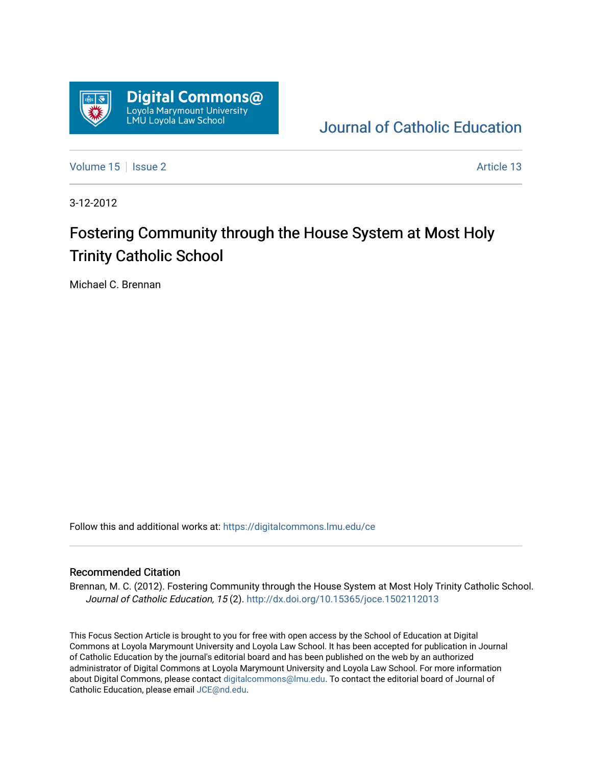Digital Commons@ Loyola Marymount University LMU Loyola Law School

Journal of Catholic Education

Volume 15 | Issue 2 | Article 13

3-12-2012

# Fostering Community through the House System at Most Holy Trinity Catholic School

Michael C. Brennan

Follow this and additional works at: https://digitalcommons.lmu.edu/ce

## Recommended Citation

Brennan, M. C. (2012). Fostering Community through the House System at Most Holy Trinity Catholic School. *Journal of Catholic Education, 15* (2). http://dx.doi.org/10.15365/joce.1502112013

This Focus Section Article is brought to you for free with open access by the School of Education at Digital Commons at Loyola Marymount University and Loyola Law School. It has been accepted for publication in Journal of Catholic Education by the journal's editorial board and has been published on the web by an authorized administrator of Digital Commons at Loyola Marymount University and Loyola Law School. For more information about Digital Commons, please contact digitalcommons@lmu.edu. To contact the editorial board of Journal of Catholic Education, please email JCE@nd.edu.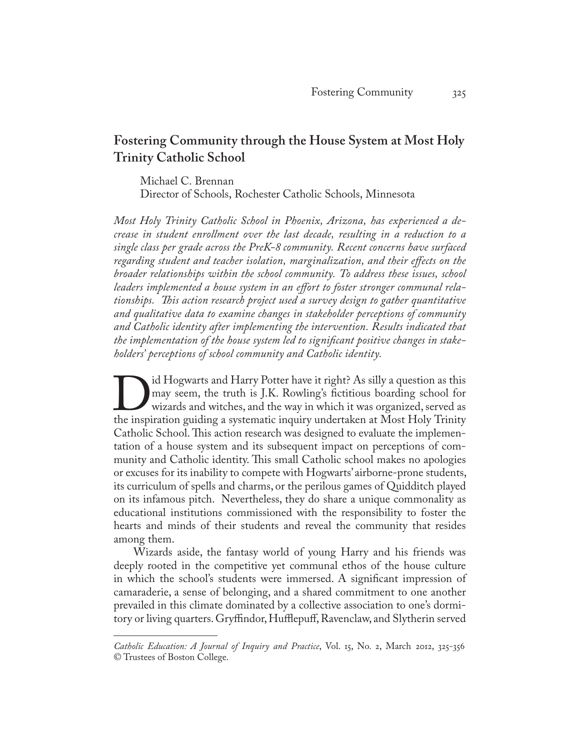# Fostering Community through the House System at Most Holy Trinity Catholic School

Michael C. Brennan
Director of Schools, Rochester Catholic Schools, Minnesota

*Most Holy Trinity Catholic School in Phoenix, Arizona, has experienced a decrease in student enrollment over the last decade, resulting in a reduction to a single class per grade across the PreK-8 community. Recent concerns have surfaced regarding student and teacher isolation, marginalization, and their effects on the broader relationships within the school community. To address these issues, school leaders implemented a house system in an effort to foster stronger communal relationships. This action research project used a survey design to gather quantitative and qualitative data to examine changes in stakeholder perceptions of community and Catholic identity after implementing the intervention. Results indicated that the implementation of the house system led to significant positive changes in stakeholders' perceptions of school community and Catholic identity.*

Did Hogwarts and Harry Potter have it right? As silly a question as this may seem, the truth is J.K. Rowling's fictitious boarding school for wizards and witches, and the way in which it was organized, served as the inspiration guiding a systematic inquiry undertaken at Most Holy Trinity Catholic School. This action research was designed to evaluate the implementation of a house system and its subsequent impact on perceptions of community and Catholic identity. This small Catholic school makes no apologies or excuses for its inability to compete with Hogwarts' airborne-prone students, its curriculum of spells and charms, or the perilous games of Quidditch played on its infamous pitch. Nevertheless, they do share a unique commonality as educational institutions commissioned with the responsibility to foster the hearts and minds of their students and reveal the community that resides among them.

Wizards aside, the fantasy world of young Harry and his friends was deeply rooted in the competitive yet communal ethos of the house culture in which the school's students were immersed. A significant impression of camaraderie, a sense of belonging, and a shared commitment to one another prevailed in this climate dominated by a collective association to one's dormitory or living quarters. Gryffindor, Hufflepuff, Ravenclaw, and Slytherin served

---

*Catholic Education: A Journal of Inquiry and Practice*, Vol. 15, No. 2, March 2012, 325-356
© Trustees of Boston College.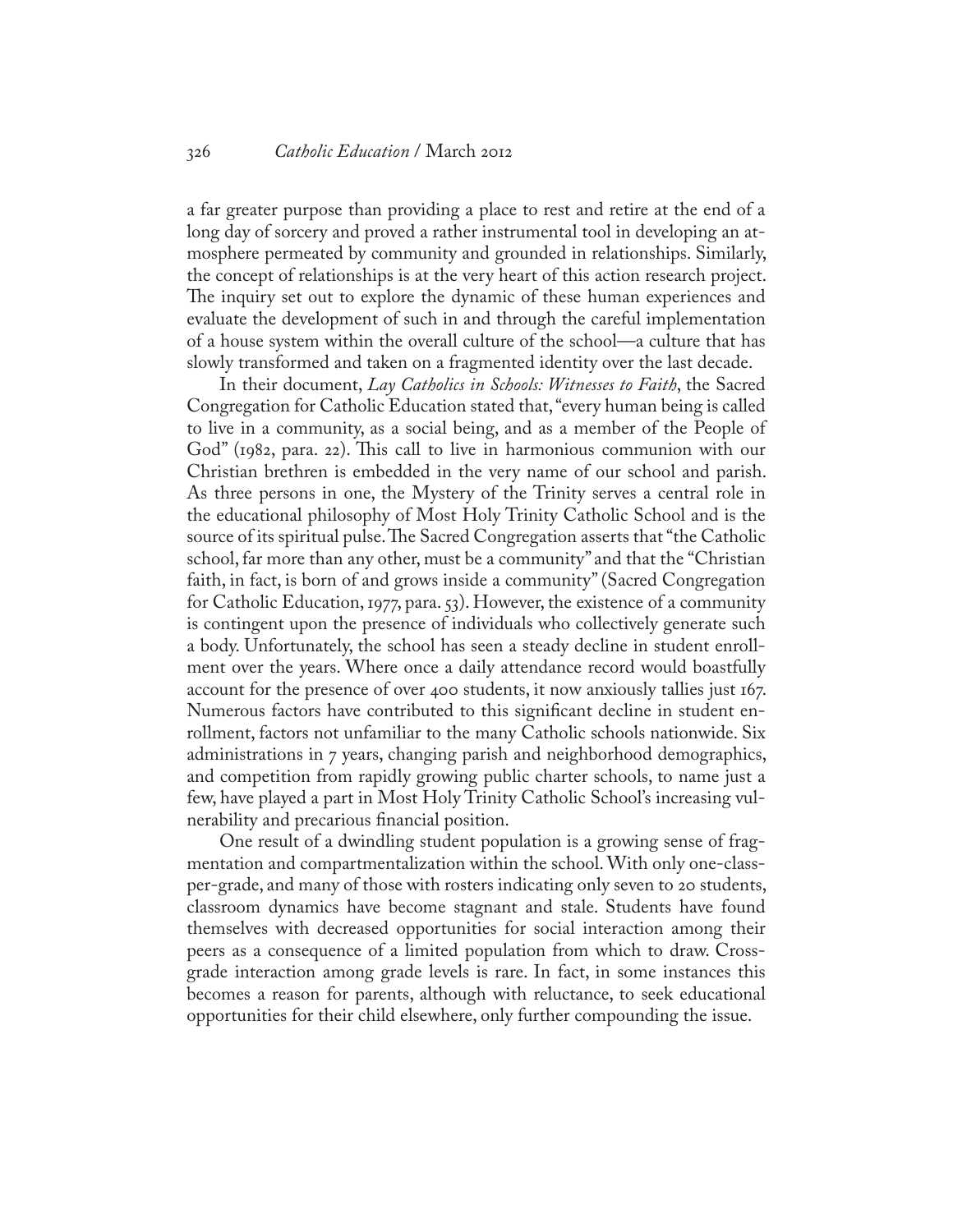a far greater purpose than providing a place to rest and retire at the end of a long day of sorcery and proved a rather instrumental tool in developing an atmosphere permeated by community and grounded in relationships. Similarly, the concept of relationships is at the very heart of this action research project. The inquiry set out to explore the dynamic of these human experiences and evaluate the development of such in and through the careful implementation of a house system within the overall culture of the school—a culture that has slowly transformed and taken on a fragmented identity over the last decade.

In their document, *Lay Catholics in Schools: Witnesses to Faith*, the Sacred Congregation for Catholic Education stated that, "every human being is called to live in a community, as a social being, and as a member of the People of God" (1982, para. 22). This call to live in harmonious communion with our Christian brethren is embedded in the very name of our school and parish. As three persons in one, the Mystery of the Trinity serves a central role in the educational philosophy of Most Holy Trinity Catholic School and is the source of its spiritual pulse. The Sacred Congregation asserts that "the Catholic school, far more than any other, must be a community" and that the "Christian faith, in fact, is born of and grows inside a community" (Sacred Congregation for Catholic Education, 1977, para. 53). However, the existence of a community is contingent upon the presence of individuals who collectively generate such a body. Unfortunately, the school has seen a steady decline in student enrollment over the years. Where once a daily attendance record would boastfully account for the presence of over 400 students, it now anxiously tallies just 167. Numerous factors have contributed to this significant decline in student enrollment, factors not unfamiliar to the many Catholic schools nationwide. Six administrations in 7 years, changing parish and neighborhood demographics, and competition from rapidly growing public charter schools, to name just a few, have played a part in Most Holy Trinity Catholic School's increasing vulnerability and precarious financial position.

One result of a dwindling student population is a growing sense of fragmentation and compartmentalization within the school. With only one-class-per-grade, and many of those with rosters indicating only seven to 20 students, classroom dynamics have become stagnant and stale. Students have found themselves with decreased opportunities for social interaction among their peers as a consequence of a limited population from which to draw. Cross-grade interaction among grade levels is rare. In fact, in some instances this becomes a reason for parents, although with reluctance, to seek educational opportunities for their child elsewhere, only further compounding the issue.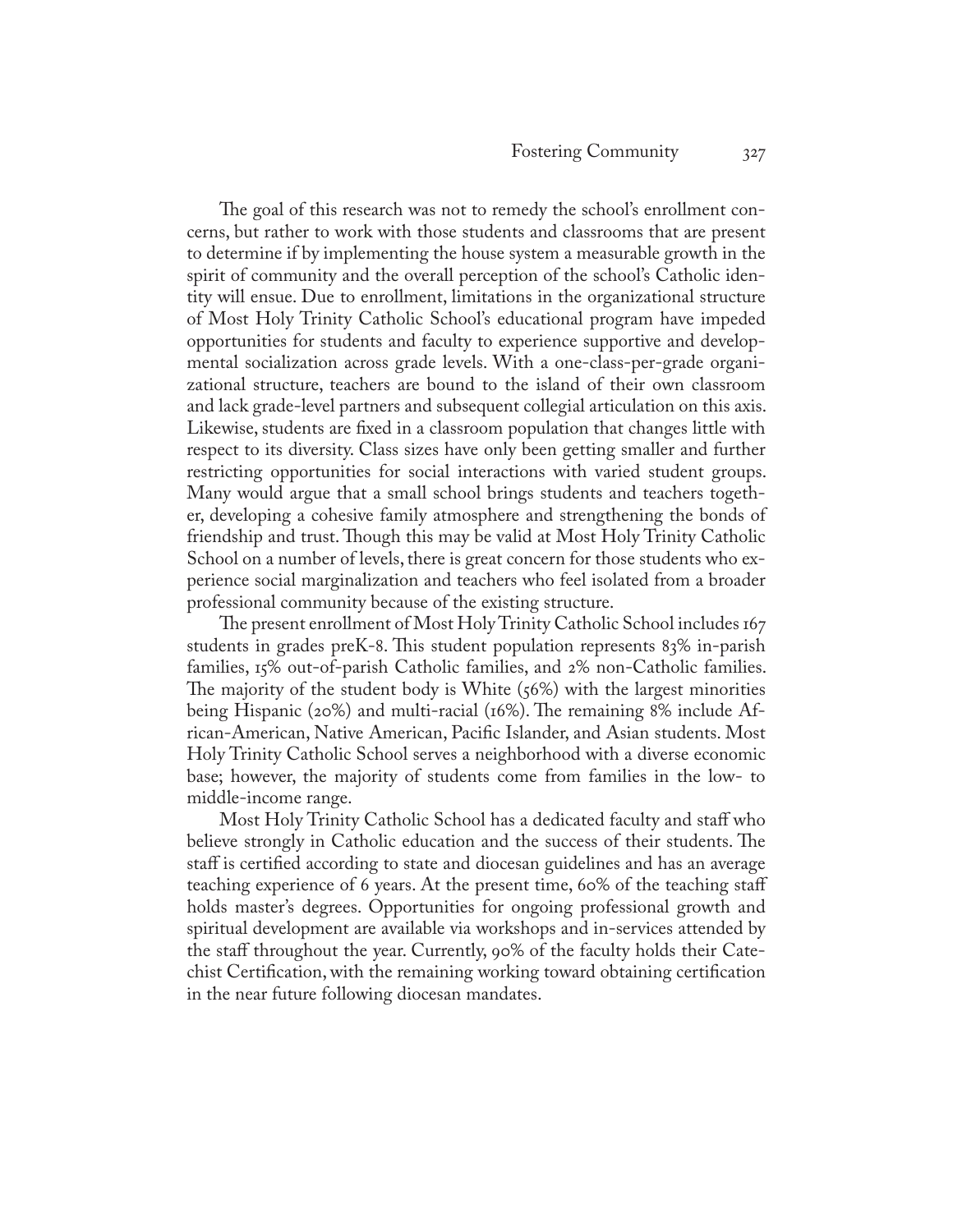The goal of this research was not to remedy the school's enrollment concerns, but rather to work with those students and classrooms that are present to determine if by implementing the house system a measurable growth in the spirit of community and the overall perception of the school's Catholic identity will ensue. Due to enrollment, limitations in the organizational structure of Most Holy Trinity Catholic School's educational program have impeded opportunities for students and faculty to experience supportive and developmental socialization across grade levels. With a one-class-per-grade organizational structure, teachers are bound to the island of their own classroom and lack grade-level partners and subsequent collegial articulation on this axis. Likewise, students are fixed in a classroom population that changes little with respect to its diversity. Class sizes have only been getting smaller and further restricting opportunities for social interactions with varied student groups. Many would argue that a small school brings students and teachers together, developing a cohesive family atmosphere and strengthening the bonds of friendship and trust. Though this may be valid at Most Holy Trinity Catholic School on a number of levels, there is great concern for those students who experience social marginalization and teachers who feel isolated from a broader professional community because of the existing structure.

The present enrollment of Most Holy Trinity Catholic School includes 167 students in grades preK-8. This student population represents 83% in-parish families, 15% out-of-parish Catholic families, and 2% non-Catholic families. The majority of the student body is White (56%) with the largest minorities being Hispanic (20%) and multi-racial (16%). The remaining 8% include African-American, Native American, Pacific Islander, and Asian students. Most Holy Trinity Catholic School serves a neighborhood with a diverse economic base; however, the majority of students come from families in the low- to middle-income range.

Most Holy Trinity Catholic School has a dedicated faculty and staff who believe strongly in Catholic education and the success of their students. The staff is certified according to state and diocesan guidelines and has an average teaching experience of 6 years. At the present time, 60% of the teaching staff holds master's degrees. Opportunities for ongoing professional growth and spiritual development are available via workshops and in-services attended by the staff throughout the year. Currently, 90% of the faculty holds their Catechist Certification, with the remaining working toward obtaining certification in the near future following diocesan mandates.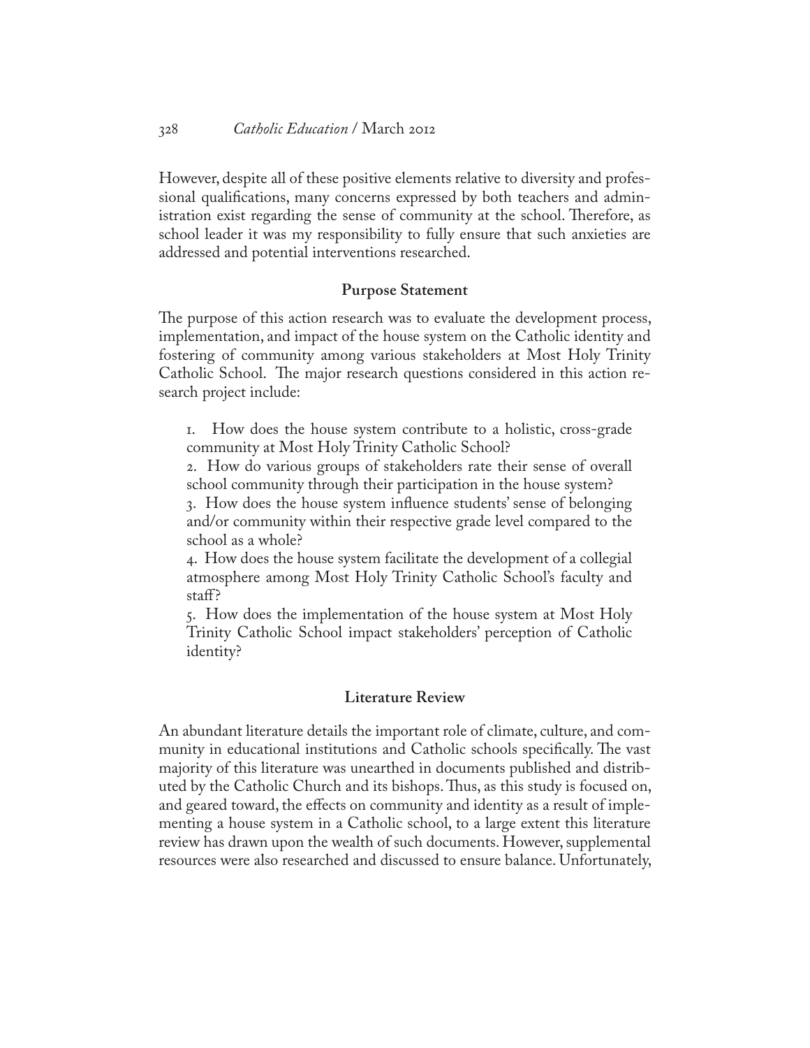However, despite all of these positive elements relative to diversity and professional qualifications, many concerns expressed by both teachers and administration exist regarding the sense of community at the school. Therefore, as school leader it was my responsibility to fully ensure that such anxieties are addressed and potential interventions researched.

## Purpose Statement

The purpose of this action research was to evaluate the development process, implementation, and impact of the house system on the Catholic identity and fostering of community among various stakeholders at Most Holy Trinity Catholic School. The major research questions considered in this action research project include:

1. How does the house system contribute to a holistic, cross-grade community at Most Holy Trinity Catholic School?
2. How do various groups of stakeholders rate their sense of overall school community through their participation in the house system?
3. How does the house system influence students' sense of belonging and/or community within their respective grade level compared to the school as a whole?
4. How does the house system facilitate the development of a collegial atmosphere among Most Holy Trinity Catholic School's faculty and staff?
5. How does the implementation of the house system at Most Holy Trinity Catholic School impact stakeholders' perception of Catholic identity?

## Literature Review

An abundant literature details the important role of climate, culture, and community in educational institutions and Catholic schools specifically. The vast majority of this literature was unearthed in documents published and distributed by the Catholic Church and its bishops. Thus, as this study is focused on, and geared toward, the effects on community and identity as a result of implementing a house system in a Catholic school, to a large extent this literature review has drawn upon the wealth of such documents. However, supplemental resources were also researched and discussed to ensure balance. Unfortunately,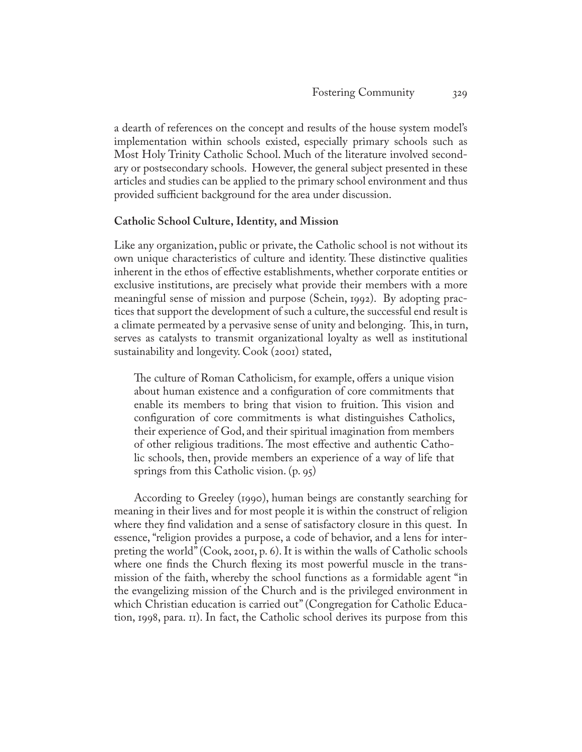a dearth of references on the concept and results of the house system model's implementation within schools existed, especially primary schools such as Most Holy Trinity Catholic School. Much of the literature involved secondary or postsecondary schools. However, the general subject presented in these articles and studies can be applied to the primary school environment and thus provided sufficient background for the area under discussion.

**Catholic School Culture, Identity, and Mission**

Like any organization, public or private, the Catholic school is not without its own unique characteristics of culture and identity. These distinctive qualities inherent in the ethos of effective establishments, whether corporate entities or exclusive institutions, are precisely what provide their members with a more meaningful sense of mission and purpose (Schein, 1992). By adopting practices that support the development of such a culture, the successful end result is a climate permeated by a pervasive sense of unity and belonging. This, in turn, serves as catalysts to transmit organizational loyalty as well as institutional sustainability and longevity. Cook (2001) stated,

> The culture of Roman Catholicism, for example, offers a unique vision about human existence and a configuration of core commitments that enable its members to bring that vision to fruition. This vision and configuration of core commitments is what distinguishes Catholics, their experience of God, and their spiritual imagination from members of other religious traditions. The most effective and authentic Catholic schools, then, provide members an experience of a way of life that springs from this Catholic vision. (p. 95)

According to Greeley (1990), human beings are constantly searching for meaning in their lives and for most people it is within the construct of religion where they find validation and a sense of satisfactory closure in this quest. In essence, "religion provides a purpose, a code of behavior, and a lens for interpreting the world" (Cook, 2001, p. 6). It is within the walls of Catholic schools where one finds the Church flexing its most powerful muscle in the transmission of the faith, whereby the school functions as a formidable agent "in the evangelizing mission of the Church and is the privileged environment in which Christian education is carried out" (Congregation for Catholic Education, 1998, para. 11). In fact, the Catholic school derives its purpose from this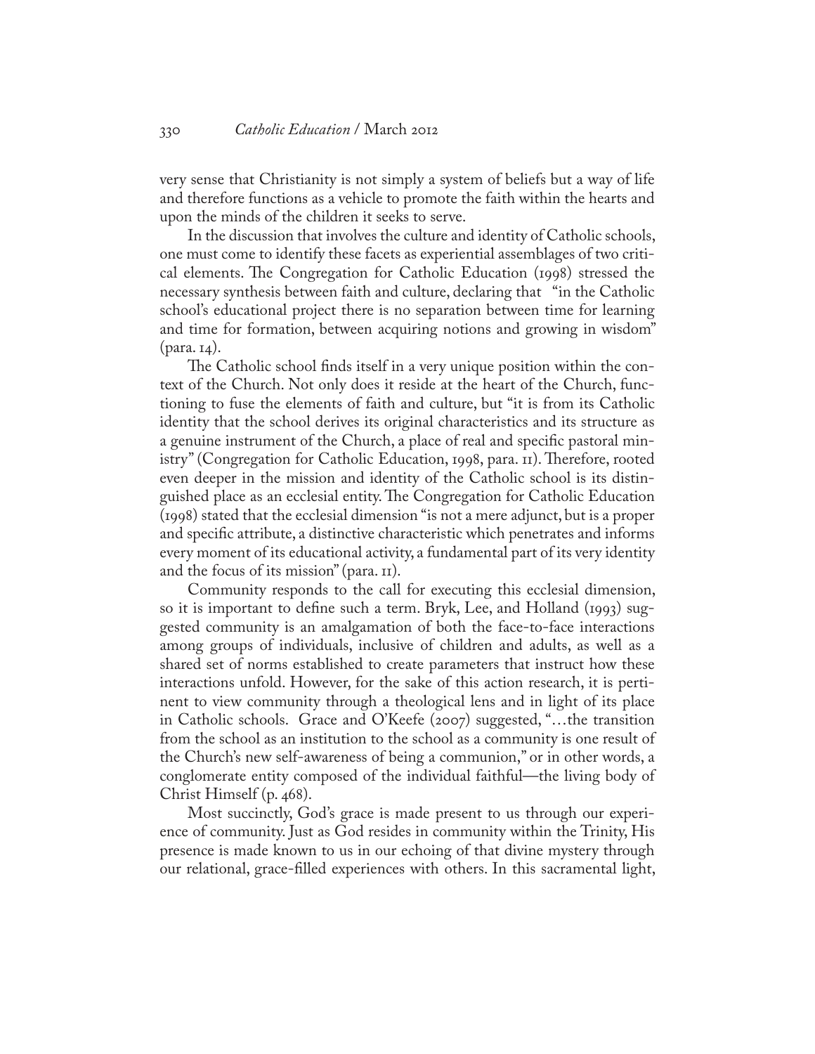very sense that Christianity is not simply a system of beliefs but a way of life and therefore functions as a vehicle to promote the faith within the hearts and upon the minds of the children it seeks to serve.

In the discussion that involves the culture and identity of Catholic schools, one must come to identify these facets as experiential assemblages of two critical elements. The Congregation for Catholic Education (1998) stressed the necessary synthesis between faith and culture, declaring that "in the Catholic school's educational project there is no separation between time for learning and time for formation, between acquiring notions and growing in wisdom" (para. 14).

The Catholic school finds itself in a very unique position within the context of the Church. Not only does it reside at the heart of the Church, functioning to fuse the elements of faith and culture, but "it is from its Catholic identity that the school derives its original characteristics and its structure as a genuine instrument of the Church, a place of real and specific pastoral ministry" (Congregation for Catholic Education, 1998, para. 11). Therefore, rooted even deeper in the mission and identity of the Catholic school is its distinguished place as an ecclesial entity. The Congregation for Catholic Education (1998) stated that the ecclesial dimension "is not a mere adjunct, but is a proper and specific attribute, a distinctive characteristic which penetrates and informs every moment of its educational activity, a fundamental part of its very identity and the focus of its mission" (para. 11).

Community responds to the call for executing this ecclesial dimension, so it is important to define such a term. Bryk, Lee, and Holland (1993) suggested community is an amalgamation of both the face-to-face interactions among groups of individuals, inclusive of children and adults, as well as a shared set of norms established to create parameters that instruct how these interactions unfold. However, for the sake of this action research, it is pertinent to view community through a theological lens and in light of its place in Catholic schools. Grace and O'Keefe (2007) suggested, "…the transition from the school as an institution to the school as a community is one result of the Church's new self-awareness of being a communion," or in other words, a conglomerate entity composed of the individual faithful—the living body of Christ Himself (p. 468).

Most succinctly, God's grace is made present to us through our experience of community. Just as God resides in community within the Trinity, His presence is made known to us in our echoing of that divine mystery through our relational, grace-filled experiences with others. In this sacramental light,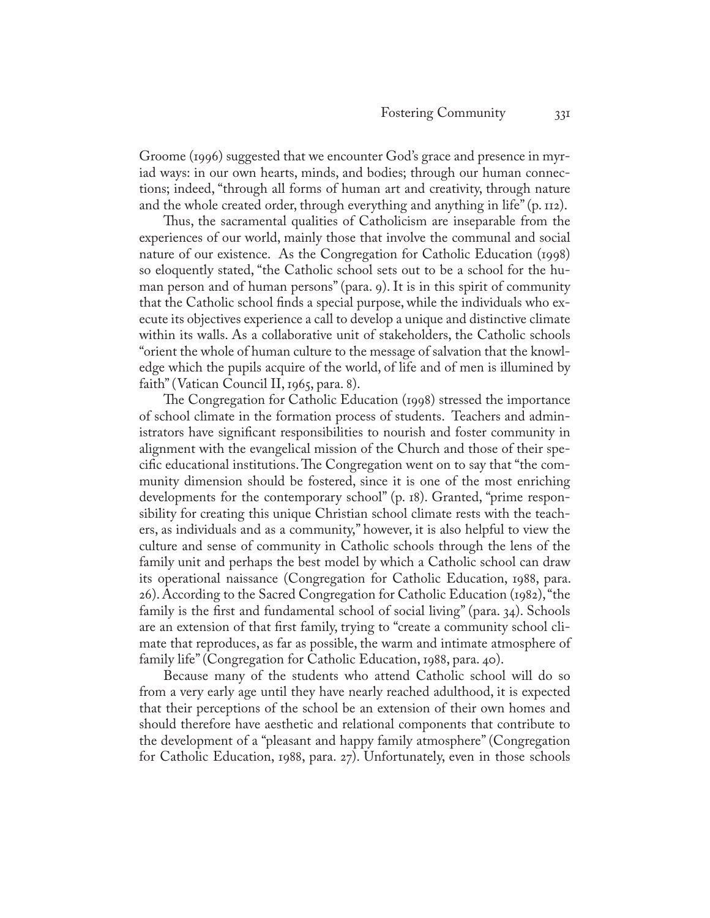Groome (1996) suggested that we encounter God's grace and presence in myriad ways: in our own hearts, minds, and bodies; through our human connections; indeed, "through all forms of human art and creativity, through nature and the whole created order, through everything and anything in life" (p. 112).

Thus, the sacramental qualities of Catholicism are inseparable from the experiences of our world, mainly those that involve the communal and social nature of our existence. As the Congregation for Catholic Education (1998) so eloquently stated, "the Catholic school sets out to be a school for the human person and of human persons" (para. 9). It is in this spirit of community that the Catholic school finds a special purpose, while the individuals who execute its objectives experience a call to develop a unique and distinctive climate within its walls. As a collaborative unit of stakeholders, the Catholic schools "orient the whole of human culture to the message of salvation that the knowledge which the pupils acquire of the world, of life and of men is illumined by faith" (Vatican Council II, 1965, para. 8).

The Congregation for Catholic Education (1998) stressed the importance of school climate in the formation process of students. Teachers and administrators have significant responsibilities to nourish and foster community in alignment with the evangelical mission of the Church and those of their specific educational institutions. The Congregation went on to say that "the community dimension should be fostered, since it is one of the most enriching developments for the contemporary school" (p. 18). Granted, "prime responsibility for creating this unique Christian school climate rests with the teachers, as individuals and as a community," however, it is also helpful to view the culture and sense of community in Catholic schools through the lens of the family unit and perhaps the best model by which a Catholic school can draw its operational naissance (Congregation for Catholic Education, 1988, para. 26). According to the Sacred Congregation for Catholic Education (1982), "the family is the first and fundamental school of social living" (para. 34). Schools are an extension of that first family, trying to "create a community school climate that reproduces, as far as possible, the warm and intimate atmosphere of family life" (Congregation for Catholic Education, 1988, para. 40).

Because many of the students who attend Catholic school will do so from a very early age until they have nearly reached adulthood, it is expected that their perceptions of the school be an extension of their own homes and should therefore have aesthetic and relational components that contribute to the development of a "pleasant and happy family atmosphere" (Congregation for Catholic Education, 1988, para. 27). Unfortunately, even in those schools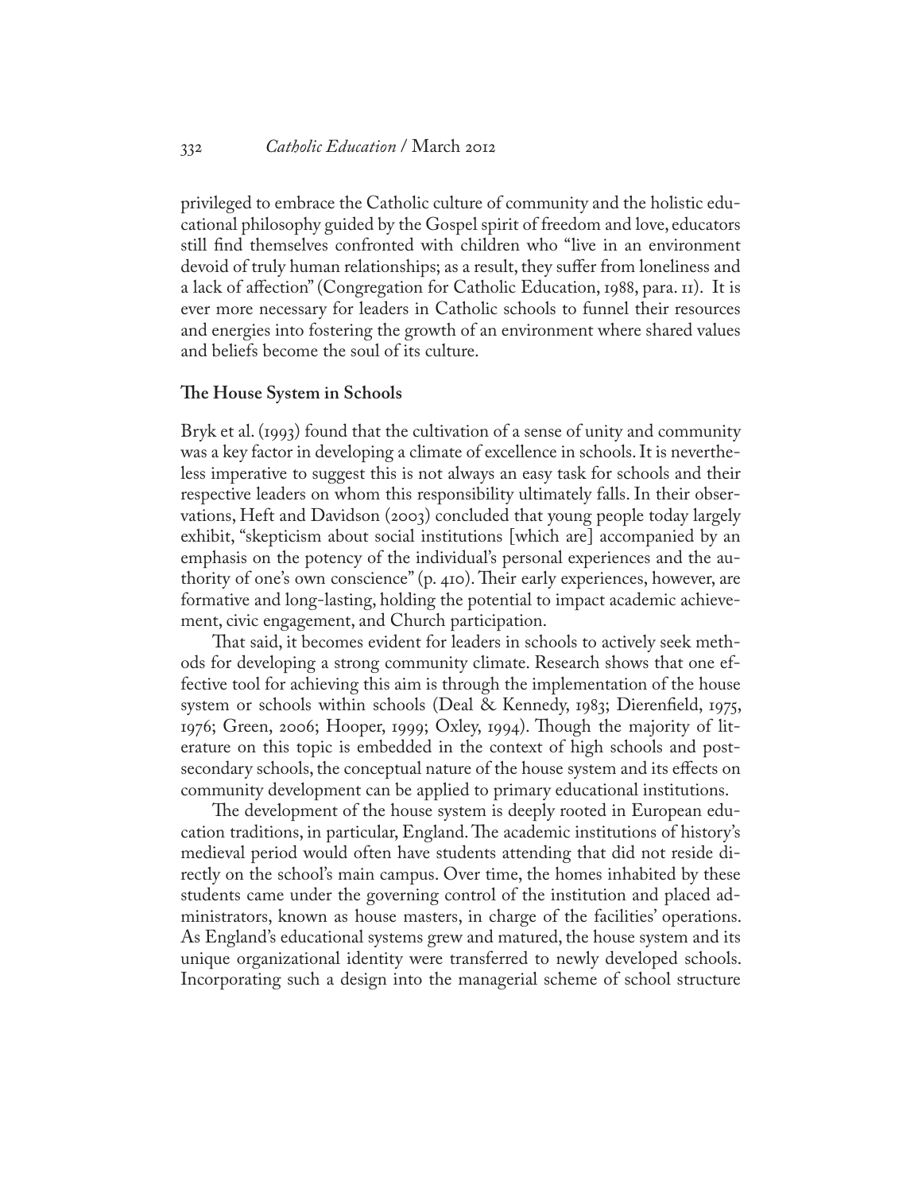privileged to embrace the Catholic culture of community and the holistic educational philosophy guided by the Gospel spirit of freedom and love, educators still find themselves confronted with children who "live in an environment devoid of truly human relationships; as a result, they suffer from loneliness and a lack of affection" (Congregation for Catholic Education, 1988, para. 11). It is ever more necessary for leaders in Catholic schools to funnel their resources and energies into fostering the growth of an environment where shared values and beliefs become the soul of its culture.

### The House System in Schools

Bryk et al. (1993) found that the cultivation of a sense of unity and community was a key factor in developing a climate of excellence in schools. It is nevertheless imperative to suggest this is not always an easy task for schools and their respective leaders on whom this responsibility ultimately falls. In their observations, Heft and Davidson (2003) concluded that young people today largely exhibit, "skepticism about social institutions [which are] accompanied by an emphasis on the potency of the individual's personal experiences and the authority of one's own conscience" (p. 410). Their early experiences, however, are formative and long-lasting, holding the potential to impact academic achievement, civic engagement, and Church participation.

That said, it becomes evident for leaders in schools to actively seek methods for developing a strong community climate. Research shows that one effective tool for achieving this aim is through the implementation of the house system or schools within schools (Deal & Kennedy, 1983; Dierenfield, 1975, 1976; Green, 2006; Hooper, 1999; Oxley, 1994). Though the majority of literature on this topic is embedded in the context of high schools and post-secondary schools, the conceptual nature of the house system and its effects on community development can be applied to primary educational institutions.

The development of the house system is deeply rooted in European education traditions, in particular, England. The academic institutions of history's medieval period would often have students attending that did not reside directly on the school's main campus. Over time, the homes inhabited by these students came under the governing control of the institution and placed administrators, known as house masters, in charge of the facilities' operations. As England's educational systems grew and matured, the house system and its unique organizational identity were transferred to newly developed schools. Incorporating such a design into the managerial scheme of school structure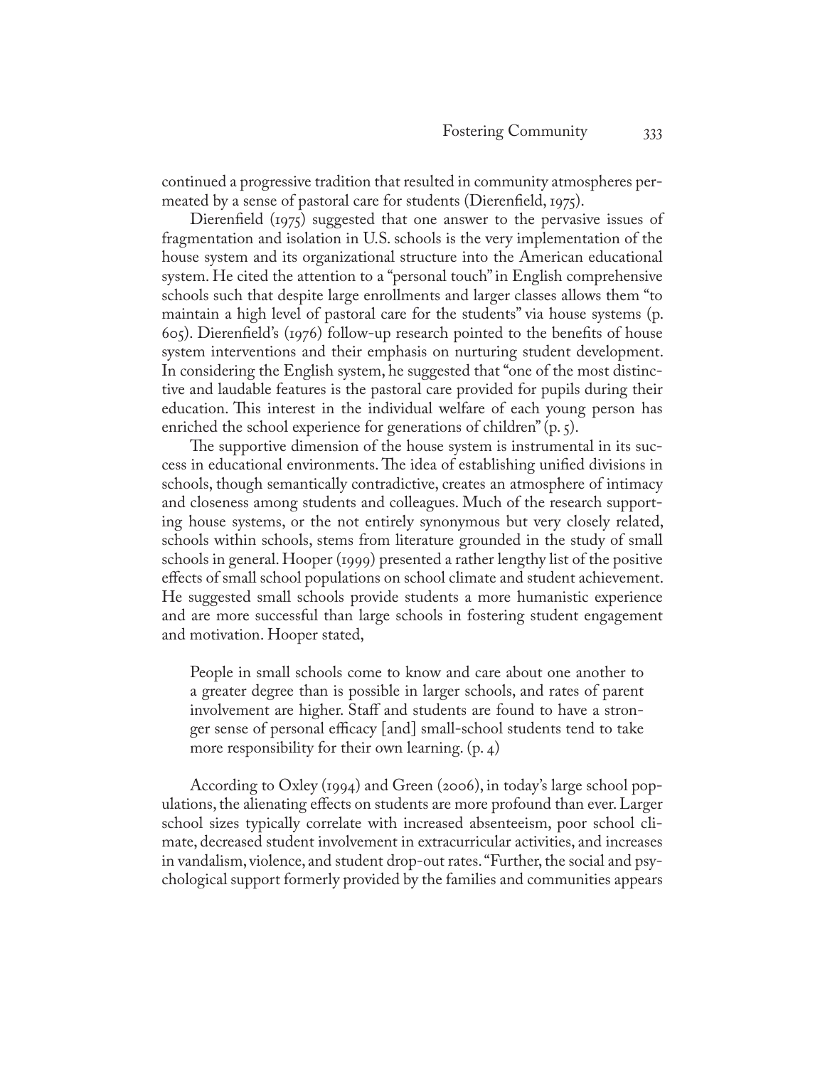continued a progressive tradition that resulted in community atmospheres permeated by a sense of pastoral care for students (Dierenfield, 1975).

Dierenfield (1975) suggested that one answer to the pervasive issues of fragmentation and isolation in U.S. schools is the very implementation of the house system and its organizational structure into the American educational system. He cited the attention to a "personal touch" in English comprehensive schools such that despite large enrollments and larger classes allows them "to maintain a high level of pastoral care for the students" via house systems (p. 605). Dierenfield's (1976) follow-up research pointed to the benefits of house system interventions and their emphasis on nurturing student development. In considering the English system, he suggested that "one of the most distinctive and laudable features is the pastoral care provided for pupils during their education. This interest in the individual welfare of each young person has enriched the school experience for generations of children" (p. 5).

The supportive dimension of the house system is instrumental in its success in educational environments. The idea of establishing unified divisions in schools, though semantically contradictive, creates an atmosphere of intimacy and closeness among students and colleagues. Much of the research supporting house systems, or the not entirely synonymous but very closely related, schools within schools, stems from literature grounded in the study of small schools in general. Hooper (1999) presented a rather lengthy list of the positive effects of small school populations on school climate and student achievement. He suggested small schools provide students a more humanistic experience and are more successful than large schools in fostering student engagement and motivation. Hooper stated,

> People in small schools come to know and care about one another to a greater degree than is possible in larger schools, and rates of parent involvement are higher. Staff and students are found to have a stronger sense of personal efficacy [and] small-school students tend to take more responsibility for their own learning. (p. 4)

According to Oxley (1994) and Green (2006), in today's large school populations, the alienating effects on students are more profound than ever. Larger school sizes typically correlate with increased absenteeism, poor school climate, decreased student involvement in extracurricular activities, and increases in vandalism, violence, and student drop-out rates. "Further, the social and psychological support formerly provided by the families and communities appears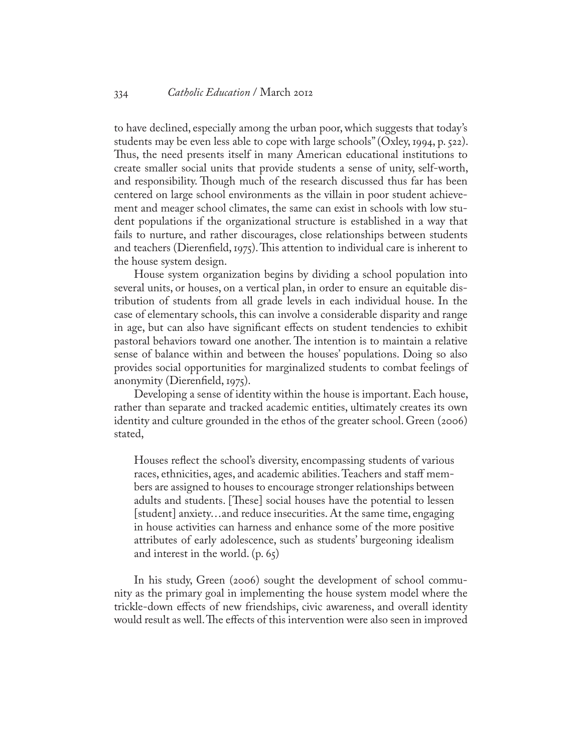to have declined, especially among the urban poor, which suggests that today's students may be even less able to cope with large schools" (Oxley, 1994, p. 522). Thus, the need presents itself in many American educational institutions to create smaller social units that provide students a sense of unity, self-worth, and responsibility. Though much of the research discussed thus far has been centered on large school environments as the villain in poor student achievement and meager school climates, the same can exist in schools with low student populations if the organizational structure is established in a way that fails to nurture, and rather discourages, close relationships between students and teachers (Dierenfield, 1975). This attention to individual care is inherent to the house system design.

House system organization begins by dividing a school population into several units, or houses, on a vertical plan, in order to ensure an equitable distribution of students from all grade levels in each individual house. In the case of elementary schools, this can involve a considerable disparity and range in age, but can also have significant effects on student tendencies to exhibit pastoral behaviors toward one another. The intention is to maintain a relative sense of balance within and between the houses' populations. Doing so also provides social opportunities for marginalized students to combat feelings of anonymity (Dierenfield, 1975).

Developing a sense of identity within the house is important. Each house, rather than separate and tracked academic entities, ultimately creates its own identity and culture grounded in the ethos of the greater school. Green (2006) stated,

> Houses reflect the school's diversity, encompassing students of various races, ethnicities, ages, and academic abilities. Teachers and staff members are assigned to houses to encourage stronger relationships between adults and students. [These] social houses have the potential to lessen [student] anxiety…and reduce insecurities. At the same time, engaging in house activities can harness and enhance some of the more positive attributes of early adolescence, such as students' burgeoning idealism and interest in the world. (p. 65)

In his study, Green (2006) sought the development of school community as the primary goal in implementing the house system model where the trickle-down effects of new friendships, civic awareness, and overall identity would result as well. The effects of this intervention were also seen in improved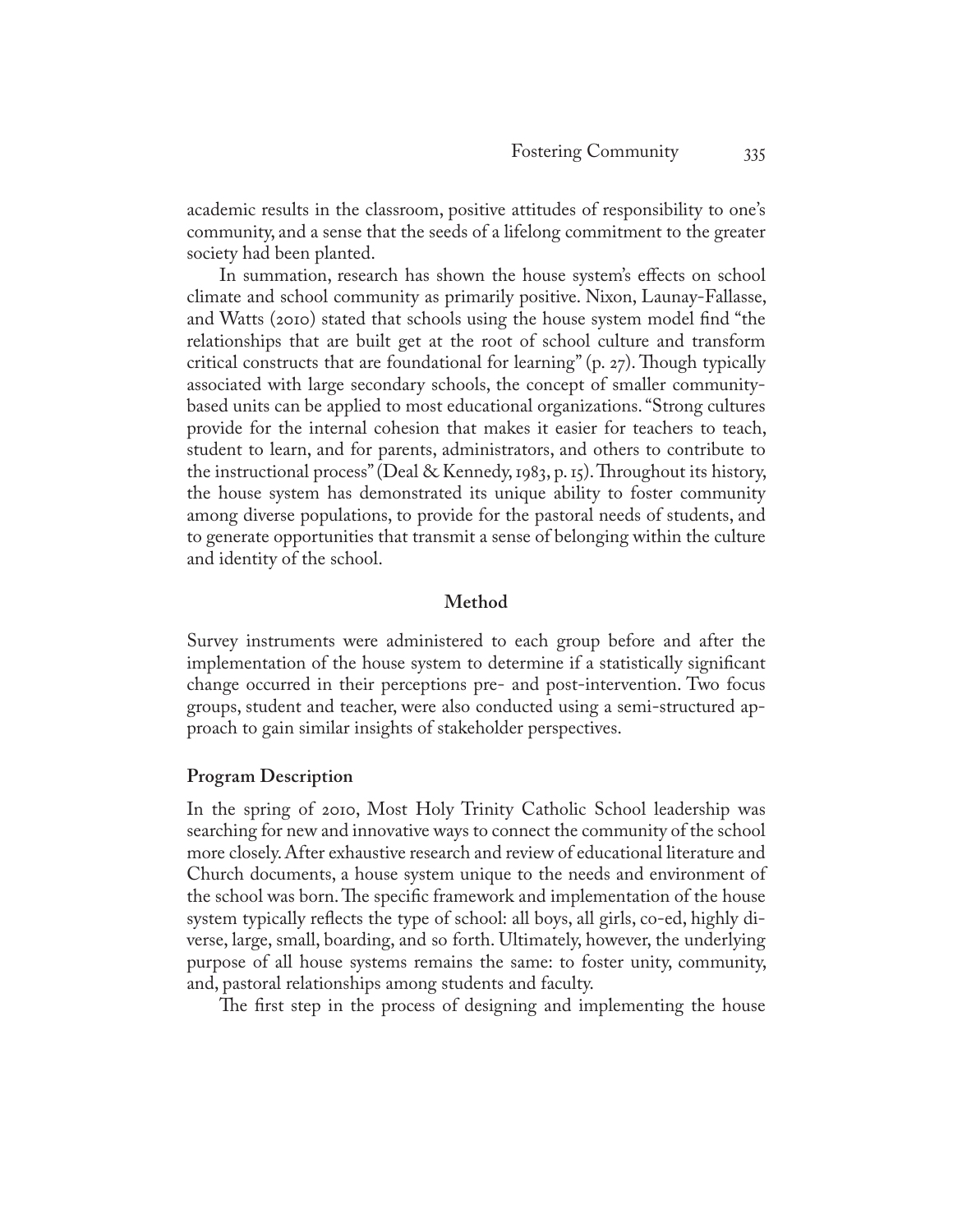academic results in the classroom, positive attitudes of responsibility to one's community, and a sense that the seeds of a lifelong commitment to the greater society had been planted.

In summation, research has shown the house system's effects on school climate and school community as primarily positive. Nixon, Launay-Fallasse, and Watts (2010) stated that schools using the house system model find "the relationships that are built get at the root of school culture and transform critical constructs that are foundational for learning" (p. 27). Though typically associated with large secondary schools, the concept of smaller community-based units can be applied to most educational organizations. "Strong cultures provide for the internal cohesion that makes it easier for teachers to teach, student to learn, and for parents, administrators, and others to contribute to the instructional process" (Deal & Kennedy, 1983, p. 15). Throughout its history, the house system has demonstrated its unique ability to foster community among diverse populations, to provide for the pastoral needs of students, and to generate opportunities that transmit a sense of belonging within the culture and identity of the school.

## Method

Survey instruments were administered to each group before and after the implementation of the house system to determine if a statistically significant change occurred in their perceptions pre- and post-intervention. Two focus groups, student and teacher, were also conducted using a semi-structured approach to gain similar insights of stakeholder perspectives.

### Program Description

In the spring of 2010, Most Holy Trinity Catholic School leadership was searching for new and innovative ways to connect the community of the school more closely. After exhaustive research and review of educational literature and Church documents, a house system unique to the needs and environment of the school was born. The specific framework and implementation of the house system typically reflects the type of school: all boys, all girls, co-ed, highly diverse, large, small, boarding, and so forth. Ultimately, however, the underlying purpose of all house systems remains the same: to foster unity, community, and, pastoral relationships among students and faculty.

The first step in the process of designing and implementing the house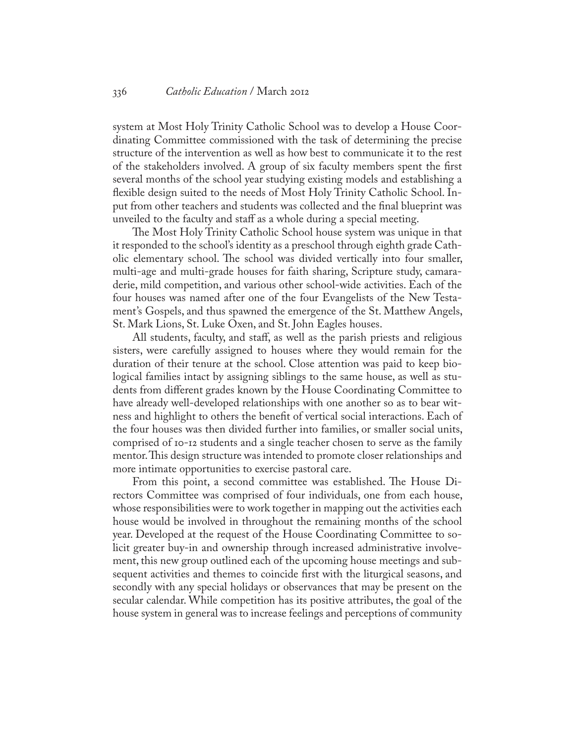system at Most Holy Trinity Catholic School was to develop a House Coordinating Committee commissioned with the task of determining the precise structure of the intervention as well as how best to communicate it to the rest of the stakeholders involved. A group of six faculty members spent the first several months of the school year studying existing models and establishing a flexible design suited to the needs of Most Holy Trinity Catholic School. Input from other teachers and students was collected and the final blueprint was unveiled to the faculty and staff as a whole during a special meeting.

The Most Holy Trinity Catholic School house system was unique in that it responded to the school's identity as a preschool through eighth grade Catholic elementary school. The school was divided vertically into four smaller, multi-age and multi-grade houses for faith sharing, Scripture study, camaraderie, mild competition, and various other school-wide activities. Each of the four houses was named after one of the four Evangelists of the New Testament's Gospels, and thus spawned the emergence of the St. Matthew Angels, St. Mark Lions, St. Luke Oxen, and St. John Eagles houses.

All students, faculty, and staff, as well as the parish priests and religious sisters, were carefully assigned to houses where they would remain for the duration of their tenure at the school. Close attention was paid to keep biological families intact by assigning siblings to the same house, as well as students from different grades known by the House Coordinating Committee to have already well-developed relationships with one another so as to bear witness and highlight to others the benefit of vertical social interactions. Each of the four houses was then divided further into families, or smaller social units, comprised of 10-12 students and a single teacher chosen to serve as the family mentor. This design structure was intended to promote closer relationships and more intimate opportunities to exercise pastoral care.

From this point, a second committee was established. The House Directors Committee was comprised of four individuals, one from each house, whose responsibilities were to work together in mapping out the activities each house would be involved in throughout the remaining months of the school year. Developed at the request of the House Coordinating Committee to solicit greater buy-in and ownership through increased administrative involvement, this new group outlined each of the upcoming house meetings and subsequent activities and themes to coincide first with the liturgical seasons, and secondly with any special holidays or observances that may be present on the secular calendar. While competition has its positive attributes, the goal of the house system in general was to increase feelings and perceptions of community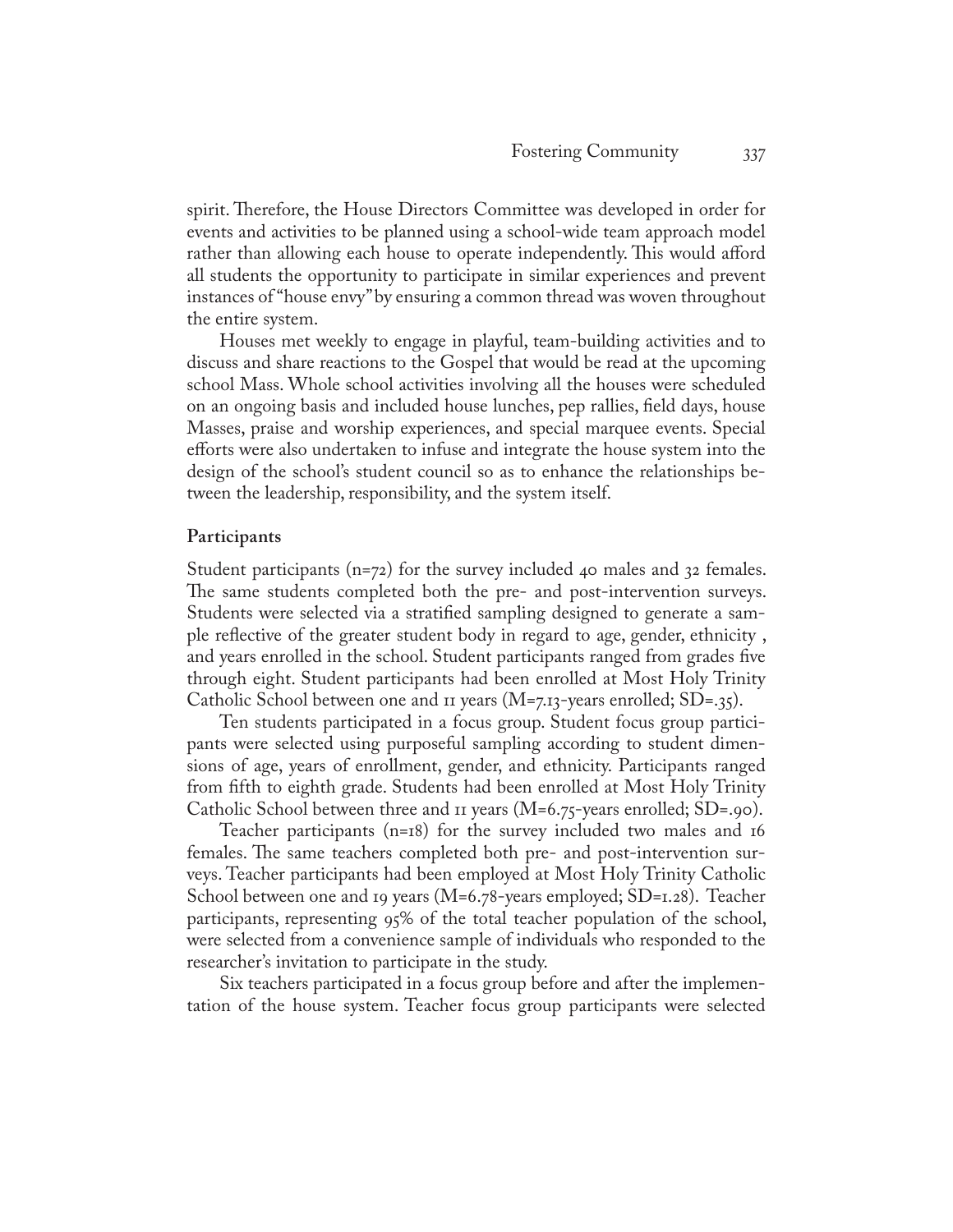spirit. Therefore, the House Directors Committee was developed in order for events and activities to be planned using a school-wide team approach model rather than allowing each house to operate independently. This would afford all students the opportunity to participate in similar experiences and prevent instances of "house envy" by ensuring a common thread was woven throughout the entire system.

Houses met weekly to engage in playful, team-building activities and to discuss and share reactions to the Gospel that would be read at the upcoming school Mass. Whole school activities involving all the houses were scheduled on an ongoing basis and included house lunches, pep rallies, field days, house Masses, praise and worship experiences, and special marquee events. Special efforts were also undertaken to infuse and integrate the house system into the design of the school's student council so as to enhance the relationships between the leadership, responsibility, and the system itself.

### Participants

Student participants ($n=72$) for the survey included 40 males and 32 females. The same students completed both the pre- and post-intervention surveys. Students were selected via a stratified sampling designed to generate a sample reflective of the greater student body in regard to age, gender, ethnicity , and years enrolled in the school. Student participants ranged from grades five through eight. Student participants had been enrolled at Most Holy Trinity Catholic School between one and 11 years ($M=7.13$-years enrolled; $SD=.35$).

Ten students participated in a focus group. Student focus group participants were selected using purposeful sampling according to student dimensions of age, years of enrollment, gender, and ethnicity. Participants ranged from fifth to eighth grade. Students had been enrolled at Most Holy Trinity Catholic School between three and 11 years ($M=6.75$-years enrolled; $SD=.90$).

Teacher participants ($n=18$) for the survey included two males and 16 females. The same teachers completed both pre- and post-intervention surveys. Teacher participants had been employed at Most Holy Trinity Catholic School between one and 19 years ($M=6.78$-years employed; $SD=1.28$). Teacher participants, representing 95% of the total teacher population of the school, were selected from a convenience sample of individuals who responded to the researcher's invitation to participate in the study.

Six teachers participated in a focus group before and after the implementation of the house system. Teacher focus group participants were selected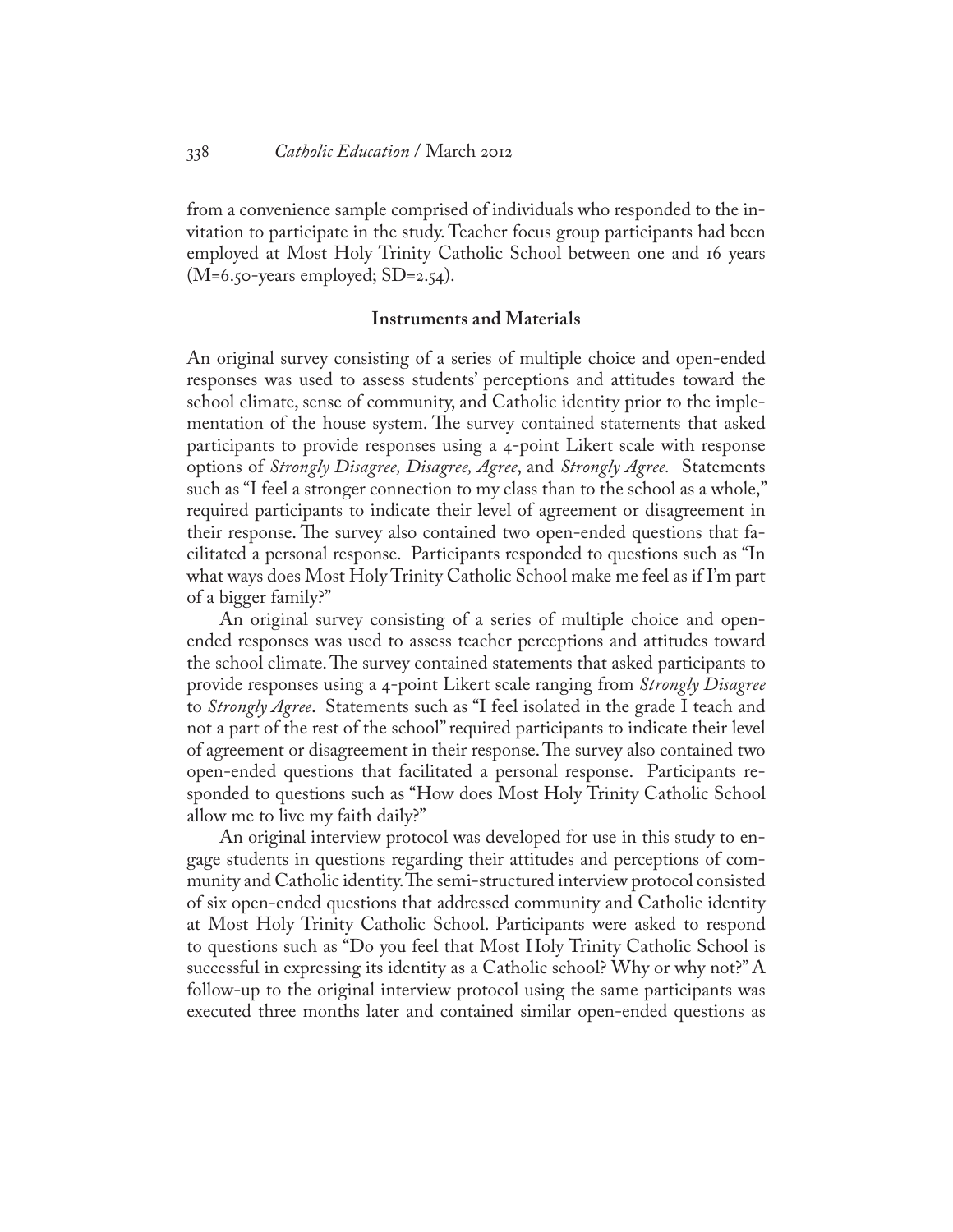from a convenience sample comprised of individuals who responded to the invitation to participate in the study. Teacher focus group participants had been employed at Most Holy Trinity Catholic School between one and 16 years ($M=6.50$-years employed; $SD=2.54$).

### Instruments and Materials

An original survey consisting of a series of multiple choice and open-ended responses was used to assess students' perceptions and attitudes toward the school climate, sense of community, and Catholic identity prior to the implementation of the house system. The survey contained statements that asked participants to provide responses using a 4-point Likert scale with response options of *Strongly Disagree, Disagree, Agree*, and *Strongly Agree.* Statements such as "I feel a stronger connection to my class than to the school as a whole," required participants to indicate their level of agreement or disagreement in their response. The survey also contained two open-ended questions that facilitated a personal response. Participants responded to questions such as "In what ways does Most Holy Trinity Catholic School make me feel as if I'm part of a bigger family?"

An original survey consisting of a series of multiple choice and open-ended responses was used to assess teacher perceptions and attitudes toward the school climate. The survey contained statements that asked participants to provide responses using a 4-point Likert scale ranging from *Strongly Disagree* to *Strongly Agree*. Statements such as "I feel isolated in the grade I teach and not a part of the rest of the school" required participants to indicate their level of agreement or disagreement in their response. The survey also contained two open-ended questions that facilitated a personal response. Participants responded to questions such as "How does Most Holy Trinity Catholic School allow me to live my faith daily?"

An original interview protocol was developed for use in this study to engage students in questions regarding their attitudes and perceptions of community and Catholic identity. The semi-structured interview protocol consisted of six open-ended questions that addressed community and Catholic identity at Most Holy Trinity Catholic School. Participants were asked to respond to questions such as "Do you feel that Most Holy Trinity Catholic School is successful in expressing its identity as a Catholic school? Why or why not?" A follow-up to the original interview protocol using the same participants was executed three months later and contained similar open-ended questions as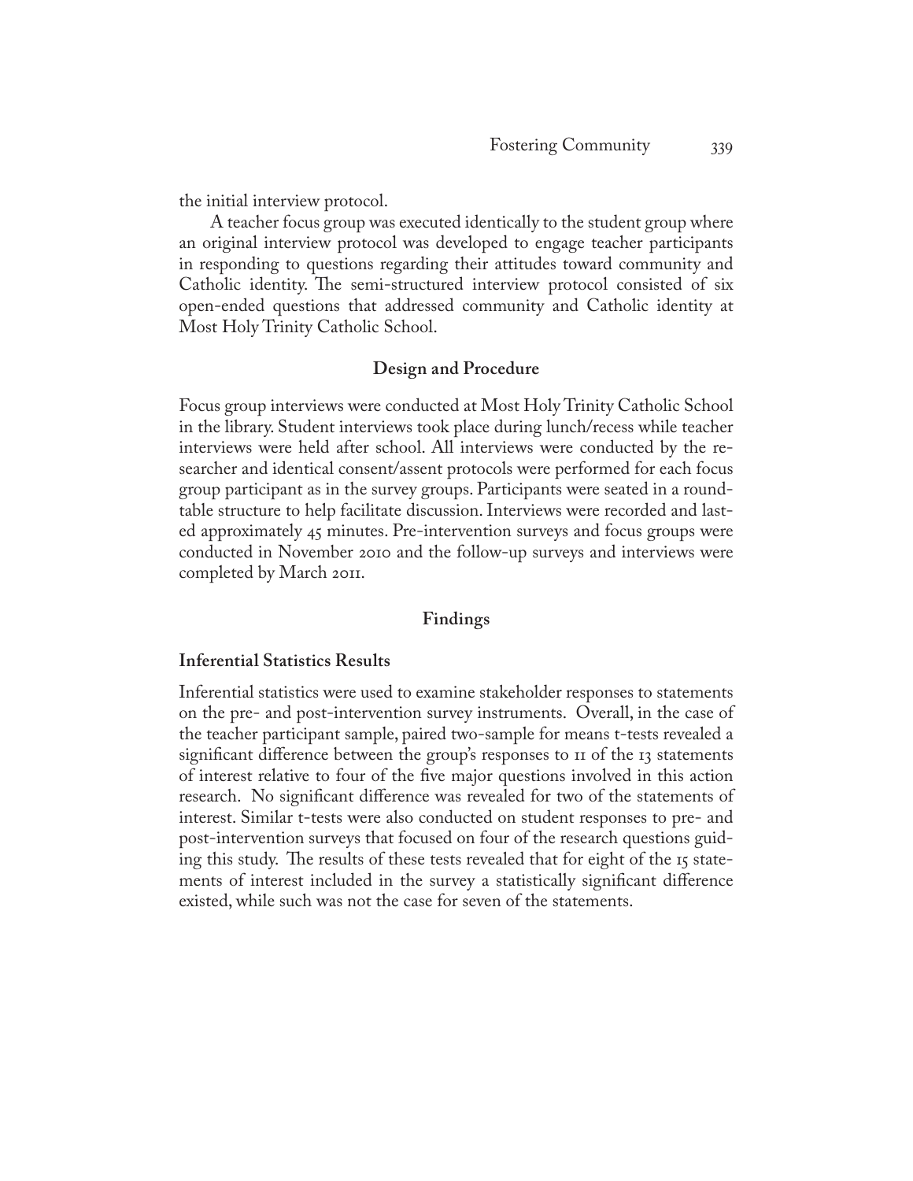the initial interview protocol.

A teacher focus group was executed identically to the student group where an original interview protocol was developed to engage teacher participants in responding to questions regarding their attitudes toward community and Catholic identity. The semi-structured interview protocol consisted of six open-ended questions that addressed community and Catholic identity at Most Holy Trinity Catholic School.

## Design and Procedure

Focus group interviews were conducted at Most Holy Trinity Catholic School in the library. Student interviews took place during lunch/recess while teacher interviews were held after school. All interviews were conducted by the researcher and identical consent/assent protocols were performed for each focus group participant as in the survey groups. Participants were seated in a round-table structure to help facilitate discussion. Interviews were recorded and lasted approximately 45 minutes. Pre-intervention surveys and focus groups were conducted in November 2010 and the follow-up surveys and interviews were completed by March 2011.

## Findings

### Inferential Statistics Results

Inferential statistics were used to examine stakeholder responses to statements on the pre- and post-intervention survey instruments. Overall, in the case of the teacher participant sample, paired two-sample for means t-tests revealed a significant difference between the group's responses to 11 of the 13 statements of interest relative to four of the five major questions involved in this action research. No significant difference was revealed for two of the statements of interest. Similar t-tests were also conducted on student responses to pre- and post-intervention surveys that focused on four of the research questions guiding this study. The results of these tests revealed that for eight of the 15 statements of interest included in the survey a statistically significant difference existed, while such was not the case for seven of the statements.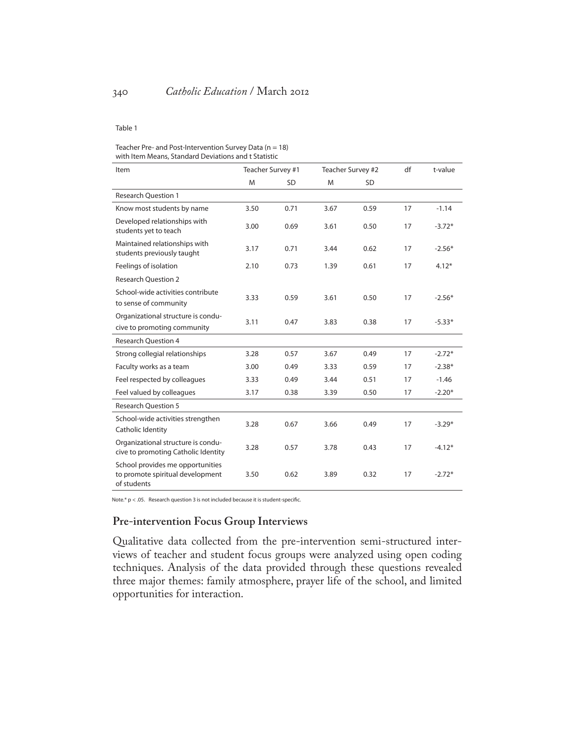Table 1

Teacher Pre- and Post-Intervention Survey Data (n = 18) with Item Means, Standard Deviations and t Statistic

| Item | Teacher Survey #1 | | Teacher Survey #2 | | df | t-value |
|---|---|---|---|---|---|---|
| | M | SD | M | SD | | |
| **Research Question 1** | | | | | | |
| Know most students by name | 3.50 | 0.71 | 3.67 | 0.59 | 17 | -1.14 |
| Developed relationships with students yet to teach | 3.00 | 0.69 | 3.61 | 0.50 | 17 | -3.72* |
| Maintained relationships with students previously taught | 3.17 | 0.71 | 3.44 | 0.62 | 17 | -2.56* |
| Feelings of isolation | 2.10 | 0.73 | 1.39 | 0.61 | 17 | 4.12* |
| **Research Question 2** | | | | | | |
| School-wide activities contribute to sense of community | 3.33 | 0.59 | 3.61 | 0.50 | 17 | -2.56* |
| Organizational structure is conducive to promoting community | 3.11 | 0.47 | 3.83 | 0.38 | 17 | -5.33* |
| **Research Question 4** | | | | | | |
| Strong collegial relationships | 3.28 | 0.57 | 3.67 | 0.49 | 17 | -2.72* |
| Faculty works as a team | 3.00 | 0.49 | 3.33 | 0.59 | 17 | -2.38* |
| Feel respected by colleagues | 3.33 | 0.49 | 3.44 | 0.51 | 17 | -1.46 |
| Feel valued by colleagues | 3.17 | 0.38 | 3.39 | 0.50 | 17 | -2.20* |
| **Research Question 5** | | | | | | |
| School-wide activities strengthen Catholic Identity | 3.28 | 0.67 | 3.66 | 0.49 | 17 | -3.29* |
| Organizational structure is conducive to promoting Catholic Identity | 3.28 | 0.57 | 3.78 | 0.43 | 17 | -4.12* |
| School provides me opportunities to promote spiritual development of students | 3.50 | 0.62 | 3.89 | 0.32 | 17 | -2.72* |

Note.* $p < .05$. Research question 3 is not included because it is student-specific.

## Pre-intervention Focus Group Interviews

Qualitative data collected from the pre-intervention semi-structured interviews of teacher and student focus groups were analyzed using open coding techniques. Analysis of the data provided through these questions revealed three major themes: family atmosphere, prayer life of the school, and limited opportunities for interaction.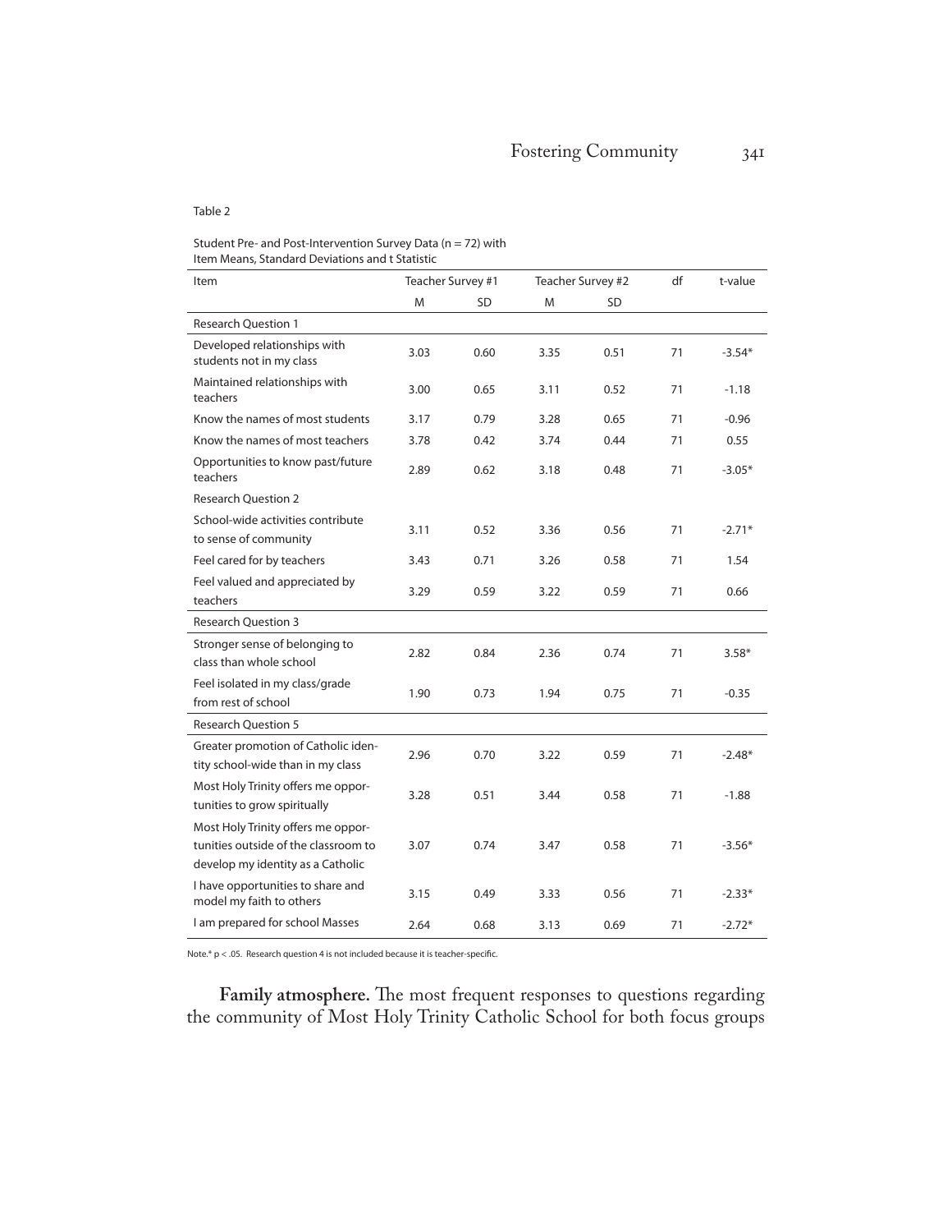Table 2

Student Pre- and Post-Intervention Survey Data (n = 72) with Item Means, Standard Deviations and t Statistic

| Item | Teacher Survey #1 | | Teacher Survey #2 | | df | t-value |
|---|---|---|---|---|---|---|
| | M | SD | M | SD | | |
| Research Question 1 | | | | | | |
| Developed relationships with students not in my class | 3.03 | 0.60 | 3.35 | 0.51 | 71 | -3.54* |
| Maintained relationships with teachers | 3.00 | 0.65 | 3.11 | 0.52 | 71 | -1.18 |
| Know the names of most students | 3.17 | 0.79 | 3.28 | 0.65 | 71 | -0.96 |
| Know the names of most teachers | 3.78 | 0.42 | 3.74 | 0.44 | 71 | 0.55 |
| Opportunities to know past/future teachers | 2.89 | 0.62 | 3.18 | 0.48 | 71 | -3.05* |
| Research Question 2 | | | | | | |
| School-wide activities contribute to sense of community | 3.11 | 0.52 | 3.36 | 0.56 | 71 | -2.71* |
| Feel cared for by teachers | 3.43 | 0.71 | 3.26 | 0.58 | 71 | 1.54 |
| Feel valued and appreciated by teachers | 3.29 | 0.59 | 3.22 | 0.59 | 71 | 0.66 |
| Research Question 3 | | | | | | |
| Stronger sense of belonging to class than whole school | 2.82 | 0.84 | 2.36 | 0.74 | 71 | 3.58* |
| Feel isolated in my class/grade from rest of school | 1.90 | 0.73 | 1.94 | 0.75 | 71 | -0.35 |
| Research Question 5 | | | | | | |
| Greater promotion of Catholic identity school-wide than in my class | 2.96 | 0.70 | 3.22 | 0.59 | 71 | -2.48* |
| Most Holy Trinity offers me opportunities to grow spiritually | 3.28 | 0.51 | 3.44 | 0.58 | 71 | -1.88 |
| Most Holy Trinity offers me opportunities outside of the classroom to develop my identity as a Catholic | 3.07 | 0.74 | 3.47 | 0.58 | 71 | -3.56* |
| I have opportunities to share and model my faith to others | 3.15 | 0.49 | 3.33 | 0.56 | 71 | -2.33* |
| I am prepared for school Masses | 2.64 | 0.68 | 3.13 | 0.69 | 71 | -2.72* |

Note.* $p < .05$. Research question 4 is not included because it is teacher-specific.

**Family atmosphere.** The most frequent responses to questions regarding the community of Most Holy Trinity Catholic School for both focus groups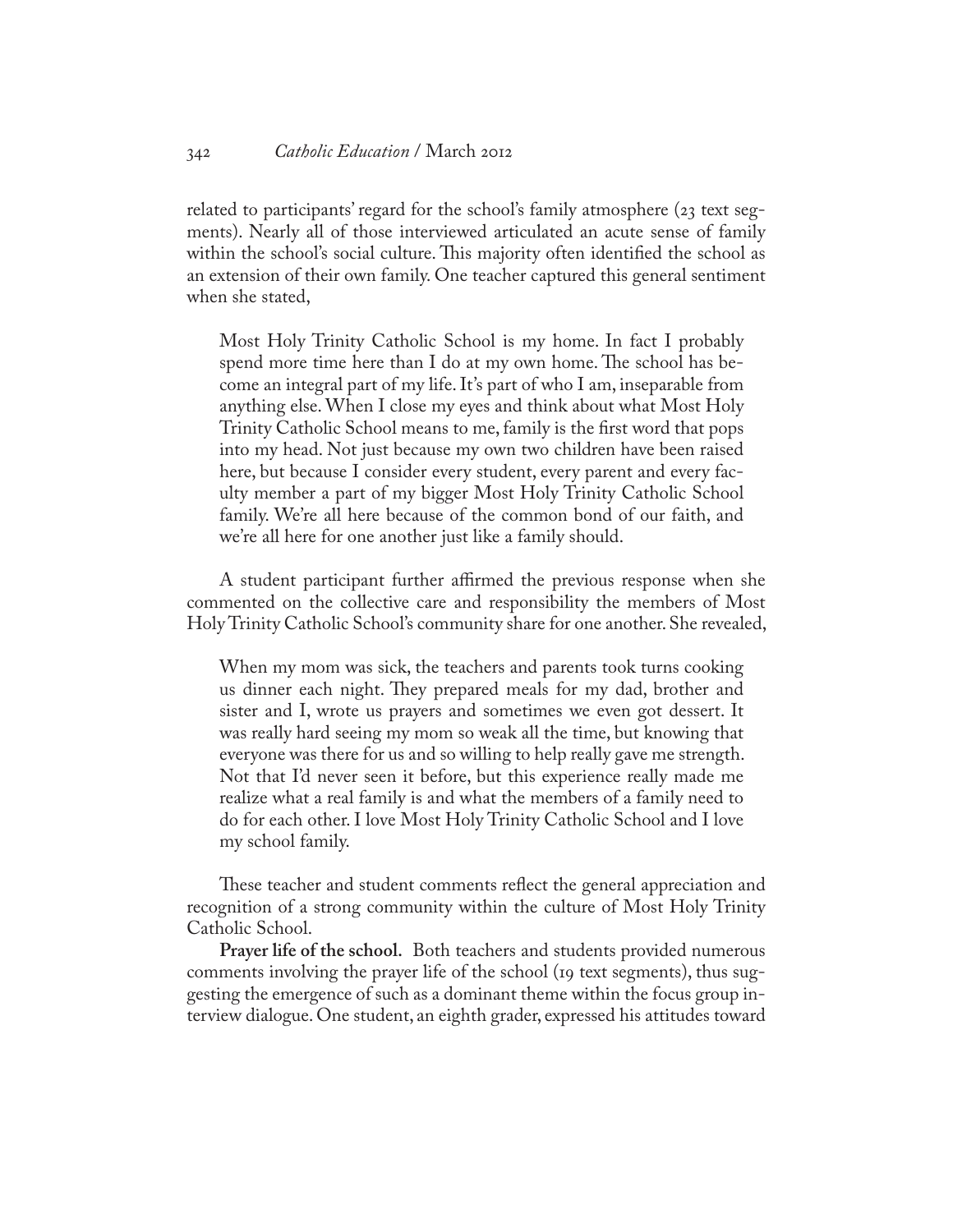related to participants' regard for the school's family atmosphere (23 text segments). Nearly all of those interviewed articulated an acute sense of family within the school's social culture. This majority often identified the school as an extension of their own family. One teacher captured this general sentiment when she stated,

> Most Holy Trinity Catholic School is my home. In fact I probably spend more time here than I do at my own home. The school has become an integral part of my life. It's part of who I am, inseparable from anything else. When I close my eyes and think about what Most Holy Trinity Catholic School means to me, family is the first word that pops into my head. Not just because my own two children have been raised here, but because I consider every student, every parent and every faculty member a part of my bigger Most Holy Trinity Catholic School family. We're all here because of the common bond of our faith, and we're all here for one another just like a family should.

A student participant further affirmed the previous response when she commented on the collective care and responsibility the members of Most Holy Trinity Catholic School's community share for one another. She revealed,

> When my mom was sick, the teachers and parents took turns cooking us dinner each night. They prepared meals for my dad, brother and sister and I, wrote us prayers and sometimes we even got dessert. It was really hard seeing my mom so weak all the time, but knowing that everyone was there for us and so willing to help really gave me strength. Not that I'd never seen it before, but this experience really made me realize what a real family is and what the members of a family need to do for each other. I love Most Holy Trinity Catholic School and I love my school family.

These teacher and student comments reflect the general appreciation and recognition of a strong community within the culture of Most Holy Trinity Catholic School.

**Prayer life of the school.** Both teachers and students provided numerous comments involving the prayer life of the school (19 text segments), thus suggesting the emergence of such as a dominant theme within the focus group interview dialogue. One student, an eighth grader, expressed his attitudes toward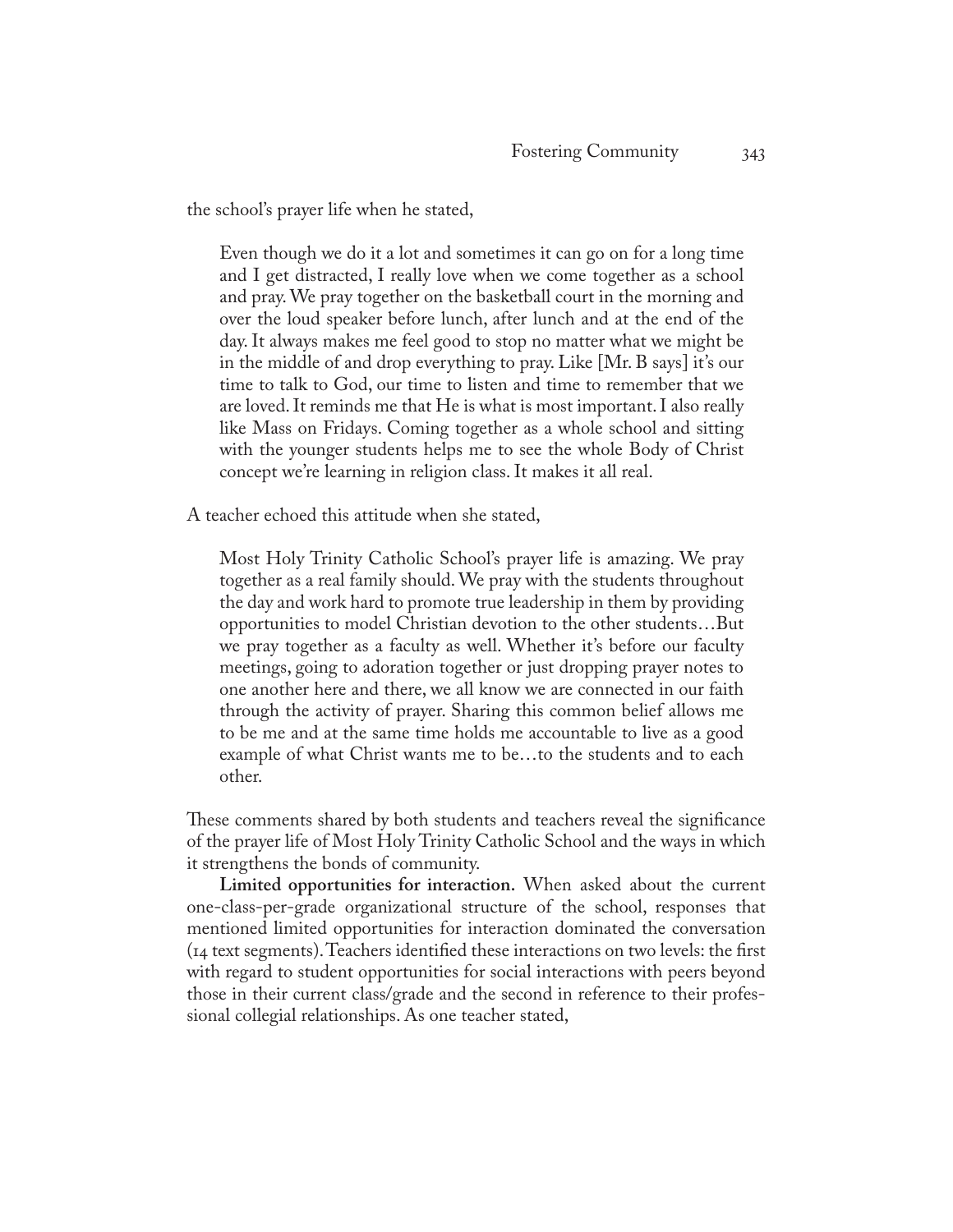the school's prayer life when he stated,

> Even though we do it a lot and sometimes it can go on for a long time and I get distracted, I really love when we come together as a school and pray. We pray together on the basketball court in the morning and over the loud speaker before lunch, after lunch and at the end of the day. It always makes me feel good to stop no matter what we might be in the middle of and drop everything to pray. Like [Mr. B says] it's our time to talk to God, our time to listen and time to remember that we are loved. It reminds me that He is what is most important. I also really like Mass on Fridays. Coming together as a whole school and sitting with the younger students helps me to see the whole Body of Christ concept we're learning in religion class. It makes it all real.

A teacher echoed this attitude when she stated,

> Most Holy Trinity Catholic School's prayer life is amazing. We pray together as a real family should. We pray with the students throughout the day and work hard to promote true leadership in them by providing opportunities to model Christian devotion to the other students…But we pray together as a faculty as well. Whether it's before our faculty meetings, going to adoration together or just dropping prayer notes to one another here and there, we all know we are connected in our faith through the activity of prayer. Sharing this common belief allows me to be me and at the same time holds me accountable to live as a good example of what Christ wants me to be…to the students and to each other.

These comments shared by both students and teachers reveal the significance of the prayer life of Most Holy Trinity Catholic School and the ways in which it strengthens the bonds of community.

**Limited opportunities for interaction.** When asked about the current one-class-per-grade organizational structure of the school, responses that mentioned limited opportunities for interaction dominated the conversation (14 text segments). Teachers identified these interactions on two levels: the first with regard to student opportunities for social interactions with peers beyond those in their current class/grade and the second in reference to their professional collegial relationships. As one teacher stated,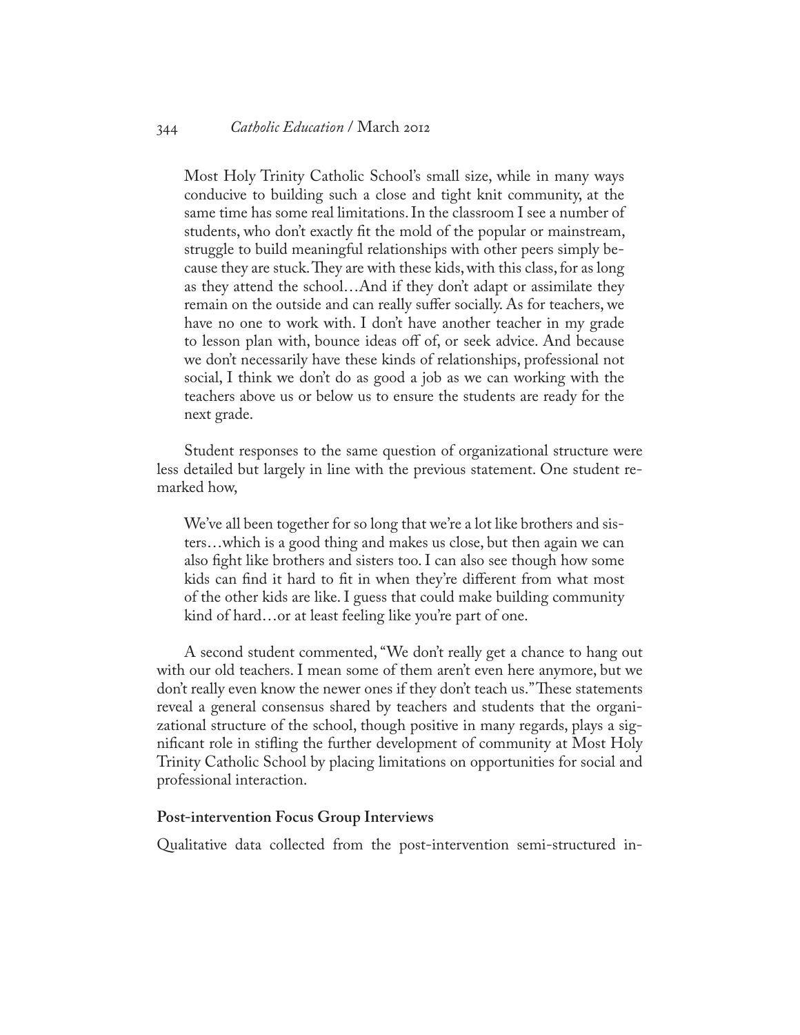> Most Holy Trinity Catholic School's small size, while in many ways conducive to building such a close and tight knit community, at the same time has some real limitations. In the classroom I see a number of students, who don't exactly fit the mold of the popular or mainstream, struggle to build meaningful relationships with other peers simply because they are stuck. They are with these kids, with this class, for as long as they attend the school…And if they don't adapt or assimilate they remain on the outside and can really suffer socially. As for teachers, we have no one to work with. I don't have another teacher in my grade to lesson plan with, bounce ideas off of, or seek advice. And because we don't necessarily have these kinds of relationships, professional not social, I think we don't do as good a job as we can working with the teachers above us or below us to ensure the students are ready for the next grade.

Student responses to the same question of organizational structure were less detailed but largely in line with the previous statement. One student remarked how,

> We've all been together for so long that we're a lot like brothers and sisters…which is a good thing and makes us close, but then again we can also fight like brothers and sisters too. I can also see though how some kids can find it hard to fit in when they're different from what most of the other kids are like. I guess that could make building community kind of hard…or at least feeling like you're part of one.

A second student commented, "We don't really get a chance to hang out with our old teachers. I mean some of them aren't even here anymore, but we don't really even know the newer ones if they don't teach us." These statements reveal a general consensus shared by teachers and students that the organizational structure of the school, though positive in many regards, plays a significant role in stifling the further development of community at Most Holy Trinity Catholic School by placing limitations on opportunities for social and professional interaction.

### Post-intervention Focus Group Interviews

Qualitative data collected from the post-intervention semi-structured in-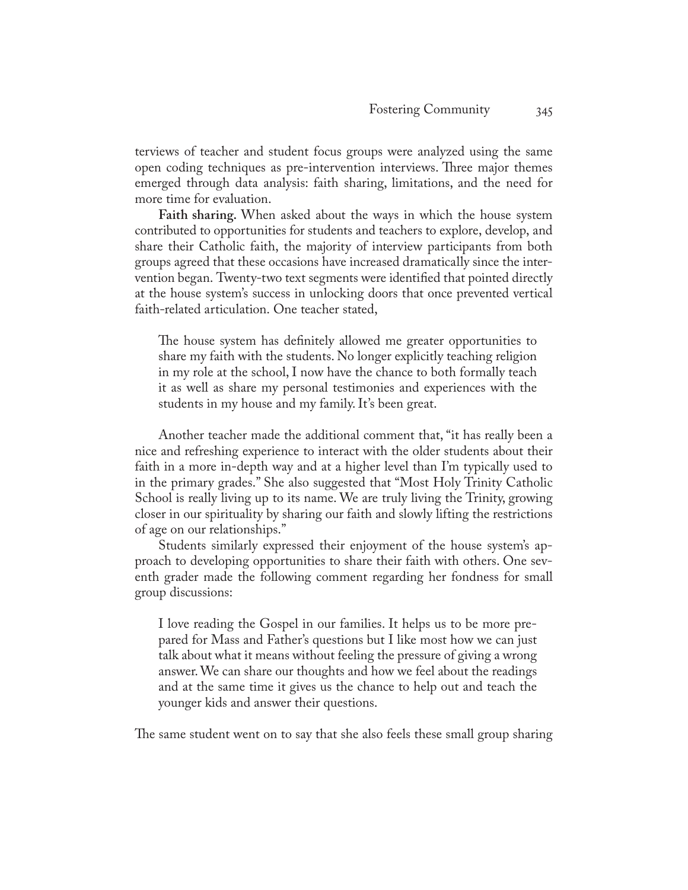terviews of teacher and student focus groups were analyzed using the same open coding techniques as pre-intervention interviews. Three major themes emerged through data analysis: faith sharing, limitations, and the need for more time for evaluation.

**Faith sharing.** When asked about the ways in which the house system contributed to opportunities for students and teachers to explore, develop, and share their Catholic faith, the majority of interview participants from both groups agreed that these occasions have increased dramatically since the intervention began. Twenty-two text segments were identified that pointed directly at the house system's success in unlocking doors that once prevented vertical faith-related articulation. One teacher stated,

> The house system has definitely allowed me greater opportunities to share my faith with the students. No longer explicitly teaching religion in my role at the school, I now have the chance to both formally teach it as well as share my personal testimonies and experiences with the students in my house and my family. It's been great.

Another teacher made the additional comment that, "it has really been a nice and refreshing experience to interact with the older students about their faith in a more in-depth way and at a higher level than I'm typically used to in the primary grades." She also suggested that "Most Holy Trinity Catholic School is really living up to its name. We are truly living the Trinity, growing closer in our spirituality by sharing our faith and slowly lifting the restrictions of age on our relationships."

Students similarly expressed their enjoyment of the house system's approach to developing opportunities to share their faith with others. One seventh grader made the following comment regarding her fondness for small group discussions:

> I love reading the Gospel in our families. It helps us to be more prepared for Mass and Father's questions but I like most how we can just talk about what it means without feeling the pressure of giving a wrong answer. We can share our thoughts and how we feel about the readings and at the same time it gives us the chance to help out and teach the younger kids and answer their questions.

The same student went on to say that she also feels these small group sharing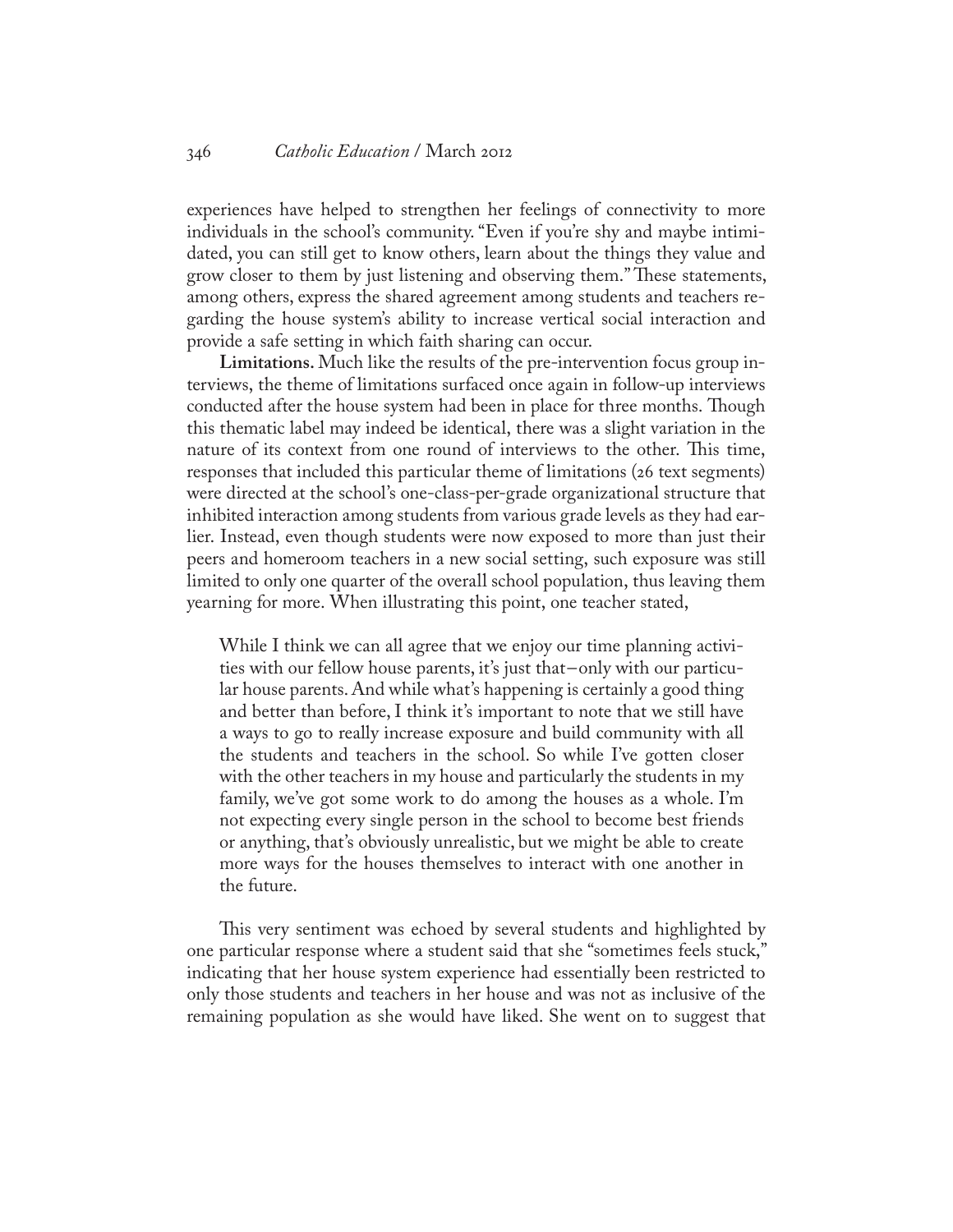experiences have helped to strengthen her feelings of connectivity to more individuals in the school's community. "Even if you're shy and maybe intimidated, you can still get to know others, learn about the things they value and grow closer to them by just listening and observing them." These statements, among others, express the shared agreement among students and teachers regarding the house system's ability to increase vertical social interaction and provide a safe setting in which faith sharing can occur.

**Limitations.** Much like the results of the pre-intervention focus group interviews, the theme of limitations surfaced once again in follow-up interviews conducted after the house system had been in place for three months. Though this thematic label may indeed be identical, there was a slight variation in the nature of its context from one round of interviews to the other. This time, responses that included this particular theme of limitations (26 text segments) were directed at the school's one-class-per-grade organizational structure that inhibited interaction among students from various grade levels as they had earlier. Instead, even though students were now exposed to more than just their peers and homeroom teachers in a new social setting, such exposure was still limited to only one quarter of the overall school population, thus leaving them yearning for more. When illustrating this point, one teacher stated,

> While I think we can all agree that we enjoy our time planning activities with our fellow house parents, it's just that—only with our particular house parents. And while what's happening is certainly a good thing and better than before, I think it's important to note that we still have a ways to go to really increase exposure and build community with all the students and teachers in the school. So while I've gotten closer with the other teachers in my house and particularly the students in my family, we've got some work to do among the houses as a whole. I'm not expecting every single person in the school to become best friends or anything, that's obviously unrealistic, but we might be able to create more ways for the houses themselves to interact with one another in the future.

This very sentiment was echoed by several students and highlighted by one particular response where a student said that she "sometimes feels stuck," indicating that her house system experience had essentially been restricted to only those students and teachers in her house and was not as inclusive of the remaining population as she would have liked. She went on to suggest that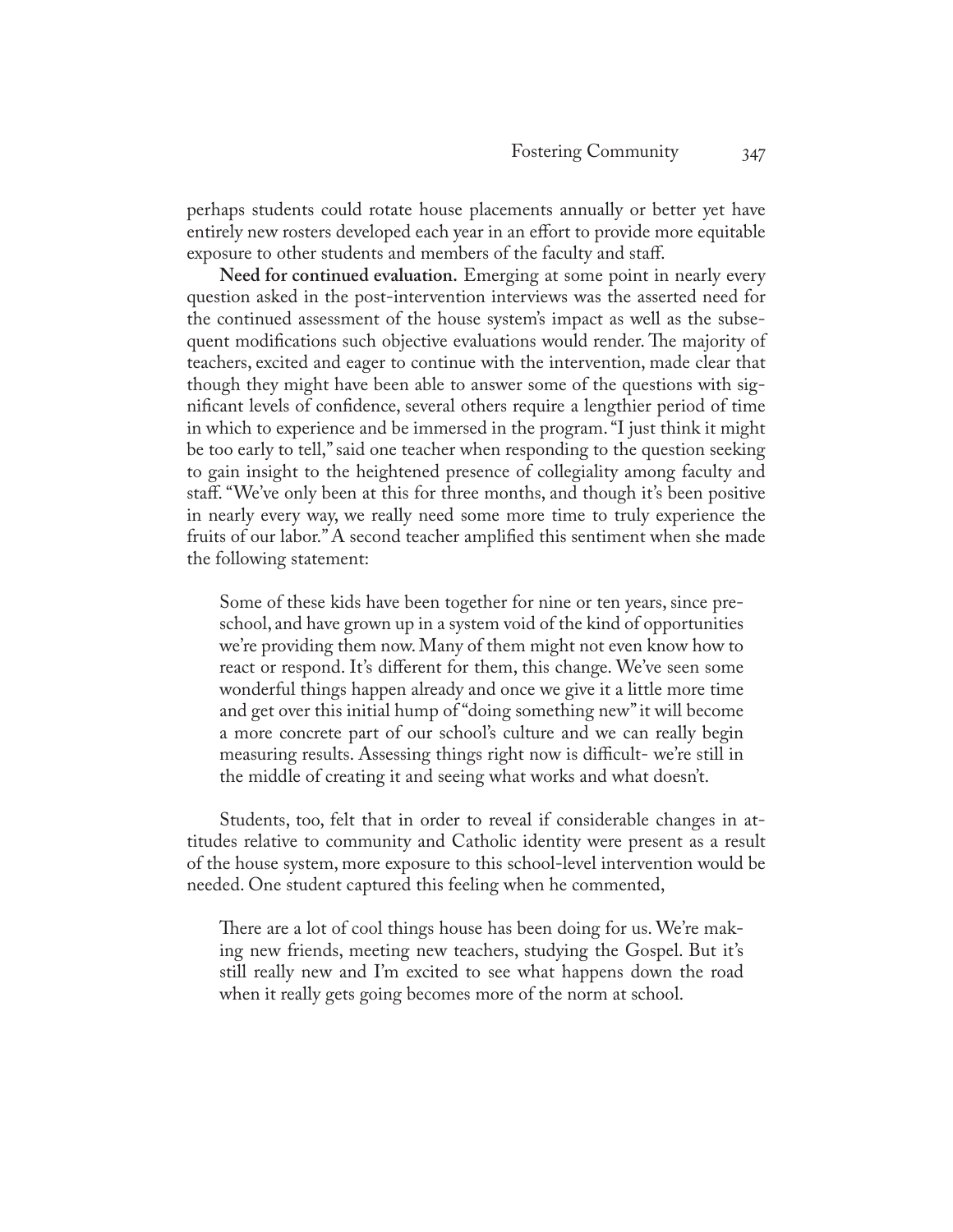perhaps students could rotate house placements annually or better yet have entirely new rosters developed each year in an effort to provide more equitable exposure to other students and members of the faculty and staff.

**Need for continued evaluation.** Emerging at some point in nearly every question asked in the post-intervention interviews was the asserted need for the continued assessment of the house system's impact as well as the subsequent modifications such objective evaluations would render. The majority of teachers, excited and eager to continue with the intervention, made clear that though they might have been able to answer some of the questions with significant levels of confidence, several others require a lengthier period of time in which to experience and be immersed in the program. "I just think it might be too early to tell," said one teacher when responding to the question seeking to gain insight to the heightened presence of collegiality among faculty and staff. "We've only been at this for three months, and though it's been positive in nearly every way, we really need some more time to truly experience the fruits of our labor." A second teacher amplified this sentiment when she made the following statement:

> Some of these kids have been together for nine or ten years, since preschool, and have grown up in a system void of the kind of opportunities we're providing them now. Many of them might not even know how to react or respond. It's different for them, this change. We've seen some wonderful things happen already and once we give it a little more time and get over this initial hump of "doing something new" it will become a more concrete part of our school's culture and we can really begin measuring results. Assessing things right now is difficult- we're still in the middle of creating it and seeing what works and what doesn't.

Students, too, felt that in order to reveal if considerable changes in attitudes relative to community and Catholic identity were present as a result of the house system, more exposure to this school-level intervention would be needed. One student captured this feeling when he commented,

> There are a lot of cool things house has been doing for us. We're making new friends, meeting new teachers, studying the Gospel. But it's still really new and I'm excited to see what happens down the road when it really gets going becomes more of the norm at school.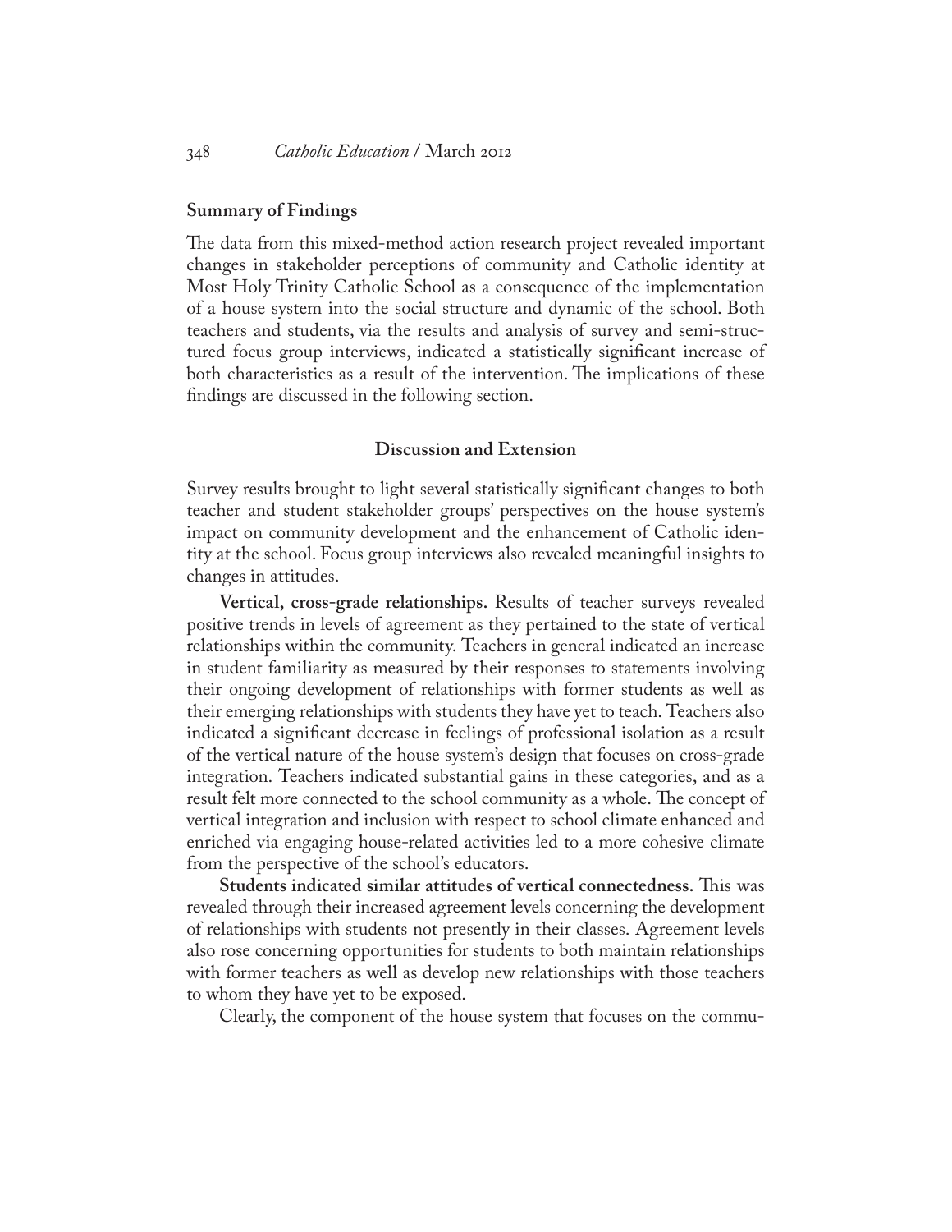### Summary of Findings

The data from this mixed-method action research project revealed important changes in stakeholder perceptions of community and Catholic identity at Most Holy Trinity Catholic School as a consequence of the implementation of a house system into the social structure and dynamic of the school. Both teachers and students, via the results and analysis of survey and semi-structured focus group interviews, indicated a statistically significant increase of both characteristics as a result of the intervention. The implications of these findings are discussed in the following section.

## Discussion and Extension

Survey results brought to light several statistically significant changes to both teacher and student stakeholder groups' perspectives on the house system's impact on community development and the enhancement of Catholic identity at the school. Focus group interviews also revealed meaningful insights to changes in attitudes.

**Vertical, cross-grade relationships.** Results of teacher surveys revealed positive trends in levels of agreement as they pertained to the state of vertical relationships within the community. Teachers in general indicated an increase in student familiarity as measured by their responses to statements involving their ongoing development of relationships with former students as well as their emerging relationships with students they have yet to teach. Teachers also indicated a significant decrease in feelings of professional isolation as a result of the vertical nature of the house system's design that focuses on cross-grade integration. Teachers indicated substantial gains in these categories, and as a result felt more connected to the school community as a whole. The concept of vertical integration and inclusion with respect to school climate enhanced and enriched via engaging house-related activities led to a more cohesive climate from the perspective of the school's educators.

**Students indicated similar attitudes of vertical connectedness.** This was revealed through their increased agreement levels concerning the development of relationships with students not presently in their classes. Agreement levels also rose concerning opportunities for students to both maintain relationships with former teachers as well as develop new relationships with those teachers to whom they have yet to be exposed.

Clearly, the component of the house system that focuses on the commu-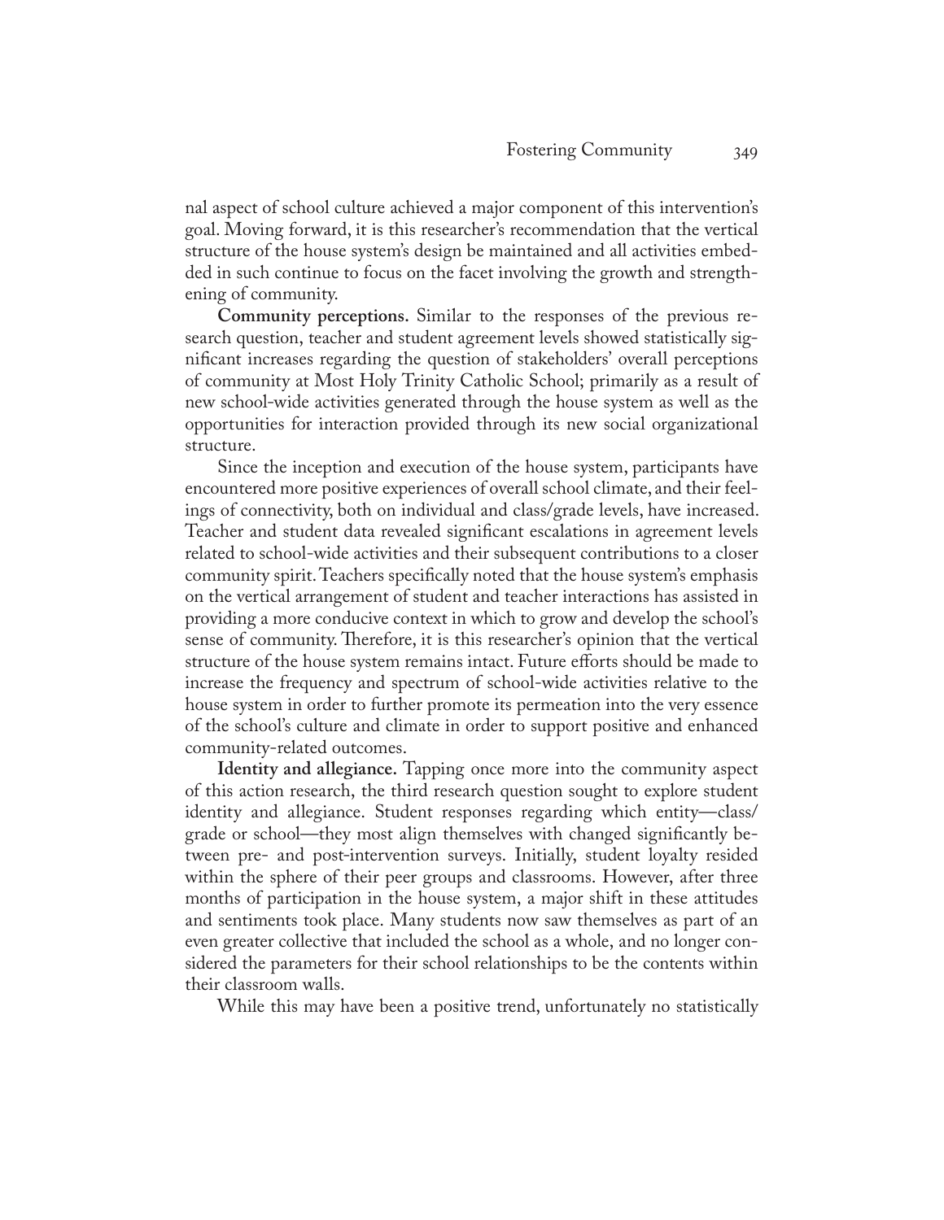nal aspect of school culture achieved a major component of this intervention's goal. Moving forward, it is this researcher's recommendation that the vertical structure of the house system's design be maintained and all activities embedded in such continue to focus on the facet involving the growth and strengthening of community.

**Community perceptions.** Similar to the responses of the previous research question, teacher and student agreement levels showed statistically significant increases regarding the question of stakeholders' overall perceptions of community at Most Holy Trinity Catholic School; primarily as a result of new school-wide activities generated through the house system as well as the opportunities for interaction provided through its new social organizational structure.

Since the inception and execution of the house system, participants have encountered more positive experiences of overall school climate, and their feelings of connectivity, both on individual and class/grade levels, have increased. Teacher and student data revealed significant escalations in agreement levels related to school-wide activities and their subsequent contributions to a closer community spirit. Teachers specifically noted that the house system's emphasis on the vertical arrangement of student and teacher interactions has assisted in providing a more conducive context in which to grow and develop the school's sense of community. Therefore, it is this researcher's opinion that the vertical structure of the house system remains intact. Future efforts should be made to increase the frequency and spectrum of school-wide activities relative to the house system in order to further promote its permeation into the very essence of the school's culture and climate in order to support positive and enhanced community-related outcomes.

**Identity and allegiance.** Tapping once more into the community aspect of this action research, the third research question sought to explore student identity and allegiance. Student responses regarding which entity—class/grade or school—they most align themselves with changed significantly between pre- and post-intervention surveys. Initially, student loyalty resided within the sphere of their peer groups and classrooms. However, after three months of participation in the house system, a major shift in these attitudes and sentiments took place. Many students now saw themselves as part of an even greater collective that included the school as a whole, and no longer considered the parameters for their school relationships to be the contents within their classroom walls.

While this may have been a positive trend, unfortunately no statistically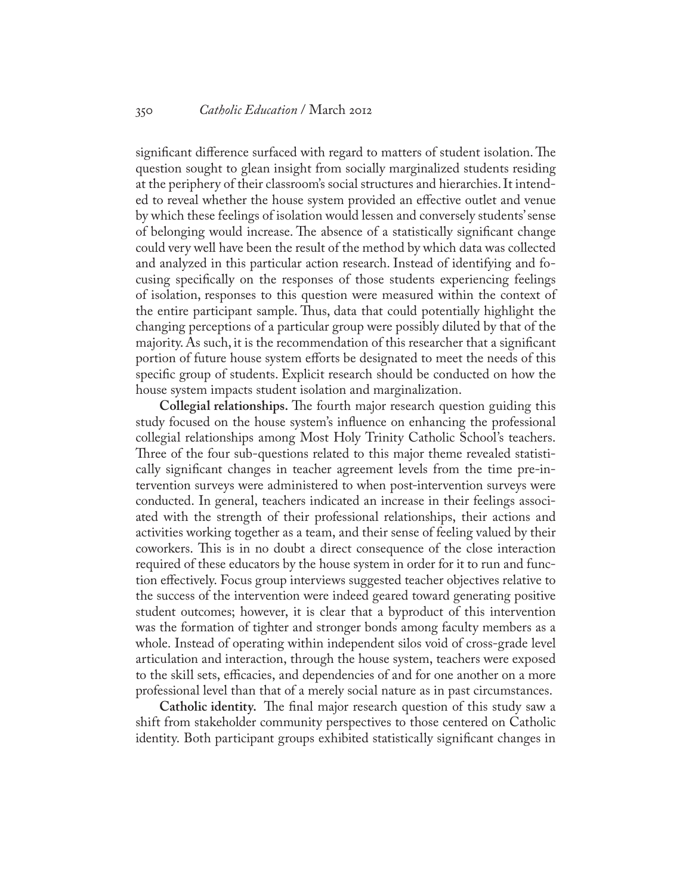significant difference surfaced with regard to matters of student isolation. The question sought to glean insight from socially marginalized students residing at the periphery of their classroom's social structures and hierarchies. It intended to reveal whether the house system provided an effective outlet and venue by which these feelings of isolation would lessen and conversely students' sense of belonging would increase. The absence of a statistically significant change could very well have been the result of the method by which data was collected and analyzed in this particular action research. Instead of identifying and focusing specifically on the responses of those students experiencing feelings of isolation, responses to this question were measured within the context of the entire participant sample. Thus, data that could potentially highlight the changing perceptions of a particular group were possibly diluted by that of the majority. As such, it is the recommendation of this researcher that a significant portion of future house system efforts be designated to meet the needs of this specific group of students. Explicit research should be conducted on how the house system impacts student isolation and marginalization.

**Collegial relationships.** The fourth major research question guiding this study focused on the house system's influence on enhancing the professional collegial relationships among Most Holy Trinity Catholic School's teachers. Three of the four sub-questions related to this major theme revealed statistically significant changes in teacher agreement levels from the time pre-intervention surveys were administered to when post-intervention surveys were conducted. In general, teachers indicated an increase in their feelings associated with the strength of their professional relationships, their actions and activities working together as a team, and their sense of feeling valued by their coworkers. This is in no doubt a direct consequence of the close interaction required of these educators by the house system in order for it to run and function effectively. Focus group interviews suggested teacher objectives relative to the success of the intervention were indeed geared toward generating positive student outcomes; however, it is clear that a byproduct of this intervention was the formation of tighter and stronger bonds among faculty members as a whole. Instead of operating within independent silos void of cross-grade level articulation and interaction, through the house system, teachers were exposed to the skill sets, efficacies, and dependencies of and for one another on a more professional level than that of a merely social nature as in past circumstances.

**Catholic identity.** The final major research question of this study saw a shift from stakeholder community perspectives to those centered on Catholic identity. Both participant groups exhibited statistically significant changes in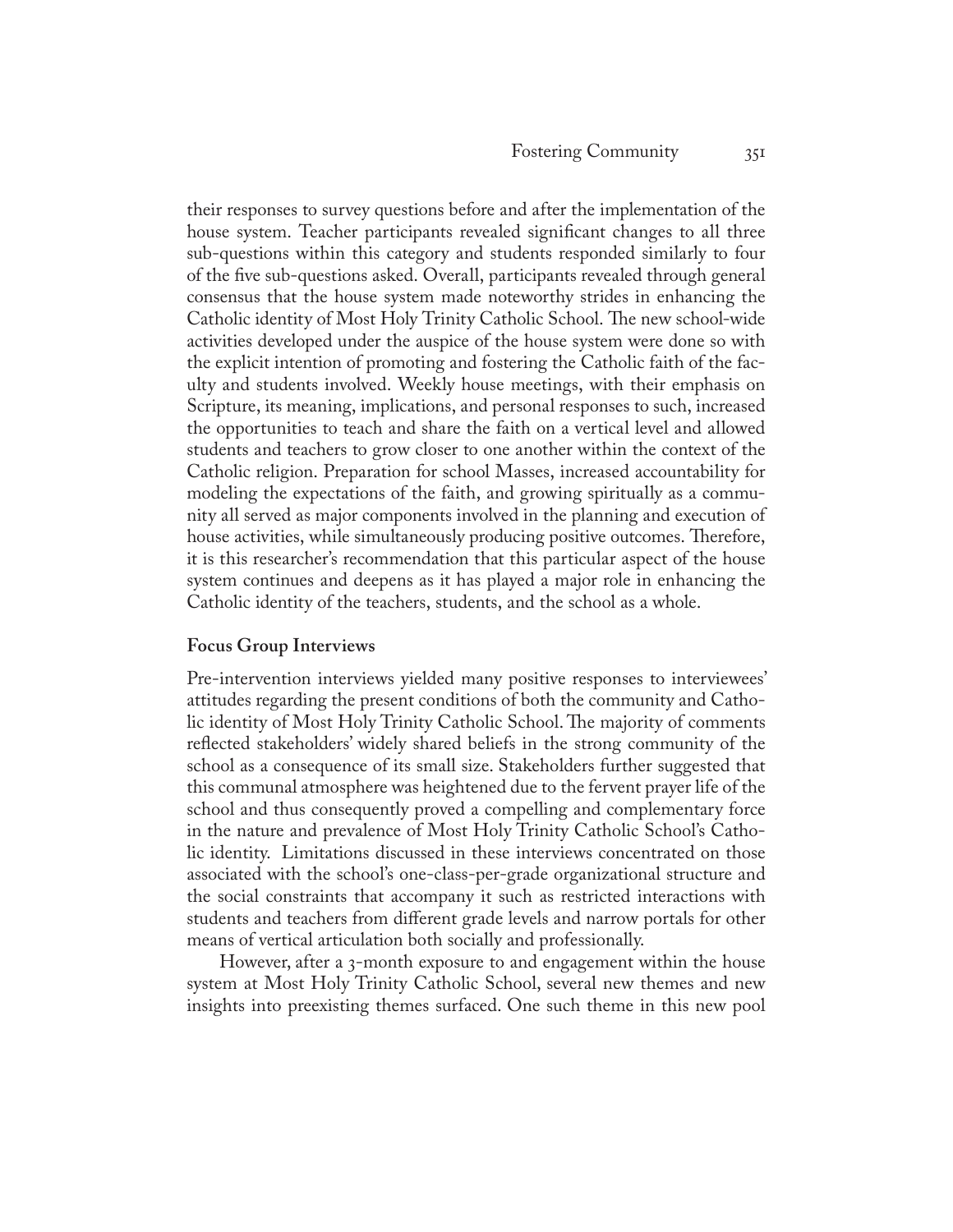their responses to survey questions before and after the implementation of the house system. Teacher participants revealed significant changes to all three sub-questions within this category and students responded similarly to four of the five sub-questions asked. Overall, participants revealed through general consensus that the house system made noteworthy strides in enhancing the Catholic identity of Most Holy Trinity Catholic School. The new school-wide activities developed under the auspice of the house system were done so with the explicit intention of promoting and fostering the Catholic faith of the faculty and students involved. Weekly house meetings, with their emphasis on Scripture, its meaning, implications, and personal responses to such, increased the opportunities to teach and share the faith on a vertical level and allowed students and teachers to grow closer to one another within the context of the Catholic religion. Preparation for school Masses, increased accountability for modeling the expectations of the faith, and growing spiritually as a community all served as major components involved in the planning and execution of house activities, while simultaneously producing positive outcomes. Therefore, it is this researcher's recommendation that this particular aspect of the house system continues and deepens as it has played a major role in enhancing the Catholic identity of the teachers, students, and the school as a whole.

**Focus Group Interviews**

Pre-intervention interviews yielded many positive responses to interviewees' attitudes regarding the present conditions of both the community and Catholic identity of Most Holy Trinity Catholic School. The majority of comments reflected stakeholders' widely shared beliefs in the strong community of the school as a consequence of its small size. Stakeholders further suggested that this communal atmosphere was heightened due to the fervent prayer life of the school and thus consequently proved a compelling and complementary force in the nature and prevalence of Most Holy Trinity Catholic School's Catholic identity. Limitations discussed in these interviews concentrated on those associated with the school's one-class-per-grade organizational structure and the social constraints that accompany it such as restricted interactions with students and teachers from different grade levels and narrow portals for other means of vertical articulation both socially and professionally.

However, after a 3-month exposure to and engagement within the house system at Most Holy Trinity Catholic School, several new themes and new insights into preexisting themes surfaced. One such theme in this new pool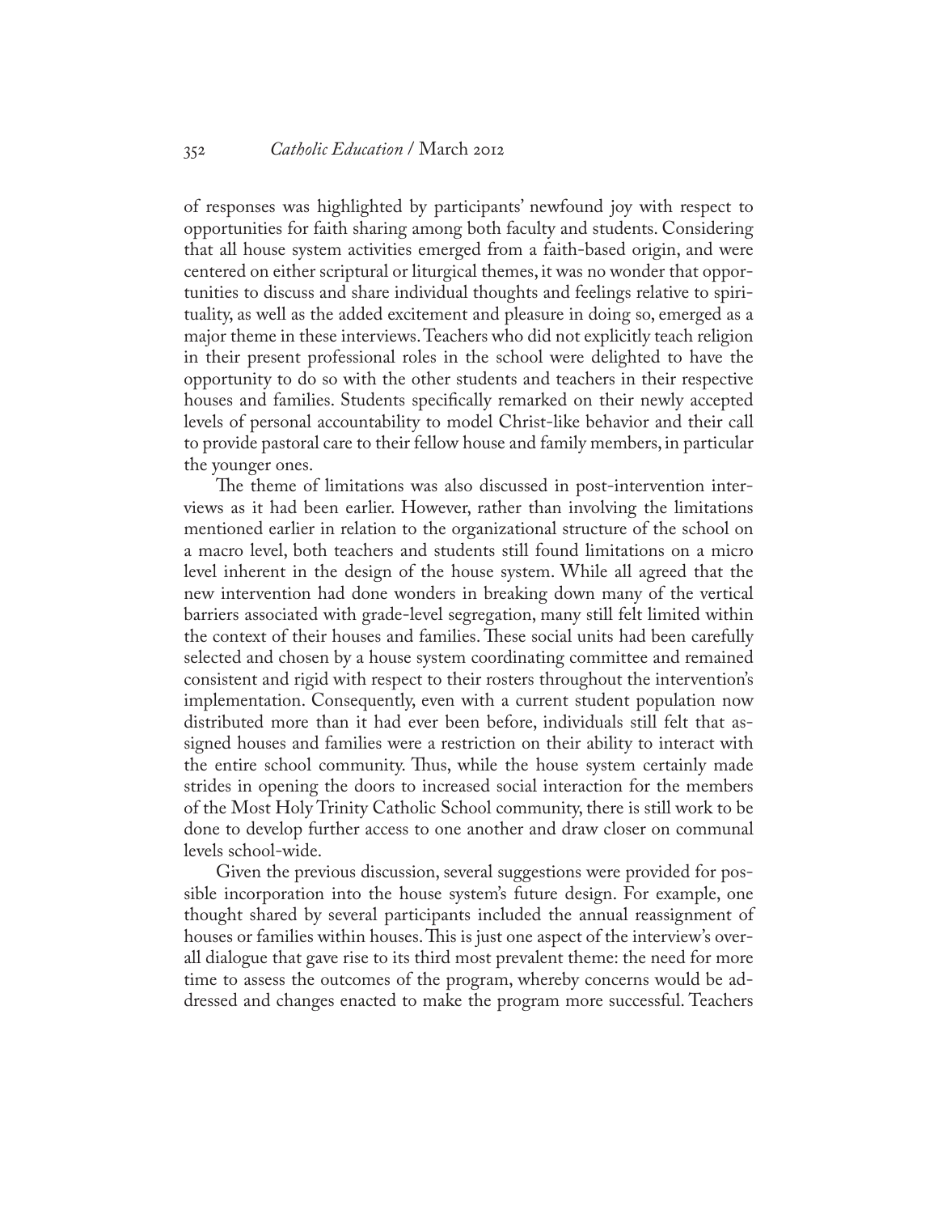of responses was highlighted by participants' newfound joy with respect to opportunities for faith sharing among both faculty and students. Considering that all house system activities emerged from a faith-based origin, and were centered on either scriptural or liturgical themes, it was no wonder that opportunities to discuss and share individual thoughts and feelings relative to spirituality, as well as the added excitement and pleasure in doing so, emerged as a major theme in these interviews. Teachers who did not explicitly teach religion in their present professional roles in the school were delighted to have the opportunity to do so with the other students and teachers in their respective houses and families. Students specifically remarked on their newly accepted levels of personal accountability to model Christ-like behavior and their call to provide pastoral care to their fellow house and family members, in particular the younger ones.

The theme of limitations was also discussed in post-intervention interviews as it had been earlier. However, rather than involving the limitations mentioned earlier in relation to the organizational structure of the school on a macro level, both teachers and students still found limitations on a micro level inherent in the design of the house system. While all agreed that the new intervention had done wonders in breaking down many of the vertical barriers associated with grade-level segregation, many still felt limited within the context of their houses and families. These social units had been carefully selected and chosen by a house system coordinating committee and remained consistent and rigid with respect to their rosters throughout the intervention's implementation. Consequently, even with a current student population now distributed more than it had ever been before, individuals still felt that assigned houses and families were a restriction on their ability to interact with the entire school community. Thus, while the house system certainly made strides in opening the doors to increased social interaction for the members of the Most Holy Trinity Catholic School community, there is still work to be done to develop further access to one another and draw closer on communal levels school-wide.

Given the previous discussion, several suggestions were provided for possible incorporation into the house system's future design. For example, one thought shared by several participants included the annual reassignment of houses or families within houses. This is just one aspect of the interview's overall dialogue that gave rise to its third most prevalent theme: the need for more time to assess the outcomes of the program, whereby concerns would be addressed and changes enacted to make the program more successful. Teachers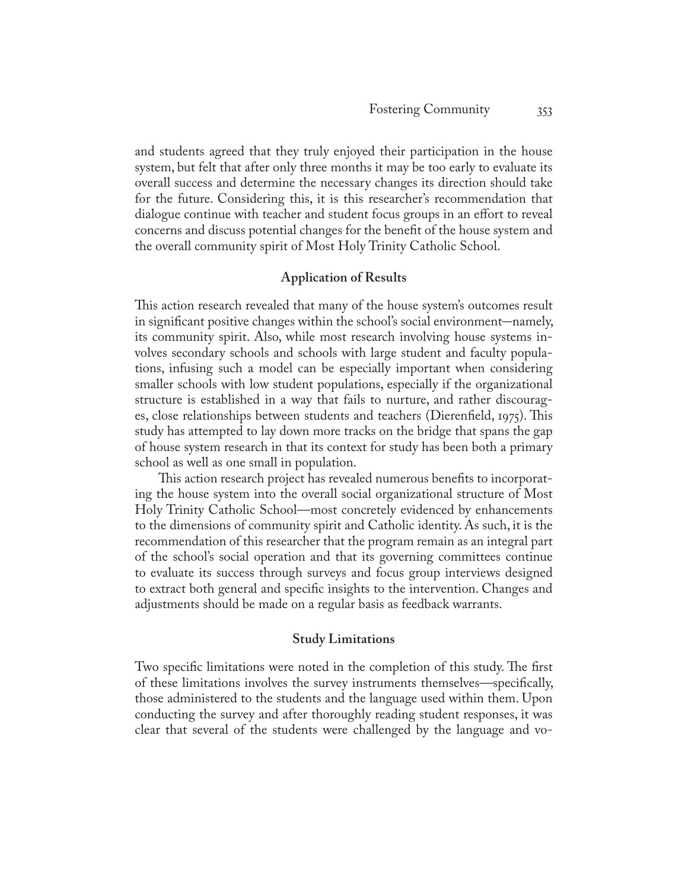and students agreed that they truly enjoyed their participation in the house system, but felt that after only three months it may be too early to evaluate its overall success and determine the necessary changes its direction should take for the future. Considering this, it is this researcher's recommendation that dialogue continue with teacher and student focus groups in an effort to reveal concerns and discuss potential changes for the benefit of the house system and the overall community spirit of Most Holy Trinity Catholic School.

## Application of Results

This action research revealed that many of the house system's outcomes result in significant positive changes within the school's social environment—namely, its community spirit. Also, while most research involving house systems involves secondary schools and schools with large student and faculty populations, infusing such a model can be especially important when considering smaller schools with low student populations, especially if the organizational structure is established in a way that fails to nurture, and rather discourages, close relationships between students and teachers (Dierenfield, 1975). This study has attempted to lay down more tracks on the bridge that spans the gap of house system research in that its context for study has been both a primary school as well as one small in population.

This action research project has revealed numerous benefits to incorporating the house system into the overall social organizational structure of Most Holy Trinity Catholic School—most concretely evidenced by enhancements to the dimensions of community spirit and Catholic identity. As such, it is the recommendation of this researcher that the program remain as an integral part of the school's social operation and that its governing committees continue to evaluate its success through surveys and focus group interviews designed to extract both general and specific insights to the intervention. Changes and adjustments should be made on a regular basis as feedback warrants.

## Study Limitations

Two specific limitations were noted in the completion of this study. The first of these limitations involves the survey instruments themselves—specifically, those administered to the students and the language used within them. Upon conducting the survey and after thoroughly reading student responses, it was clear that several of the students were challenged by the language and vo-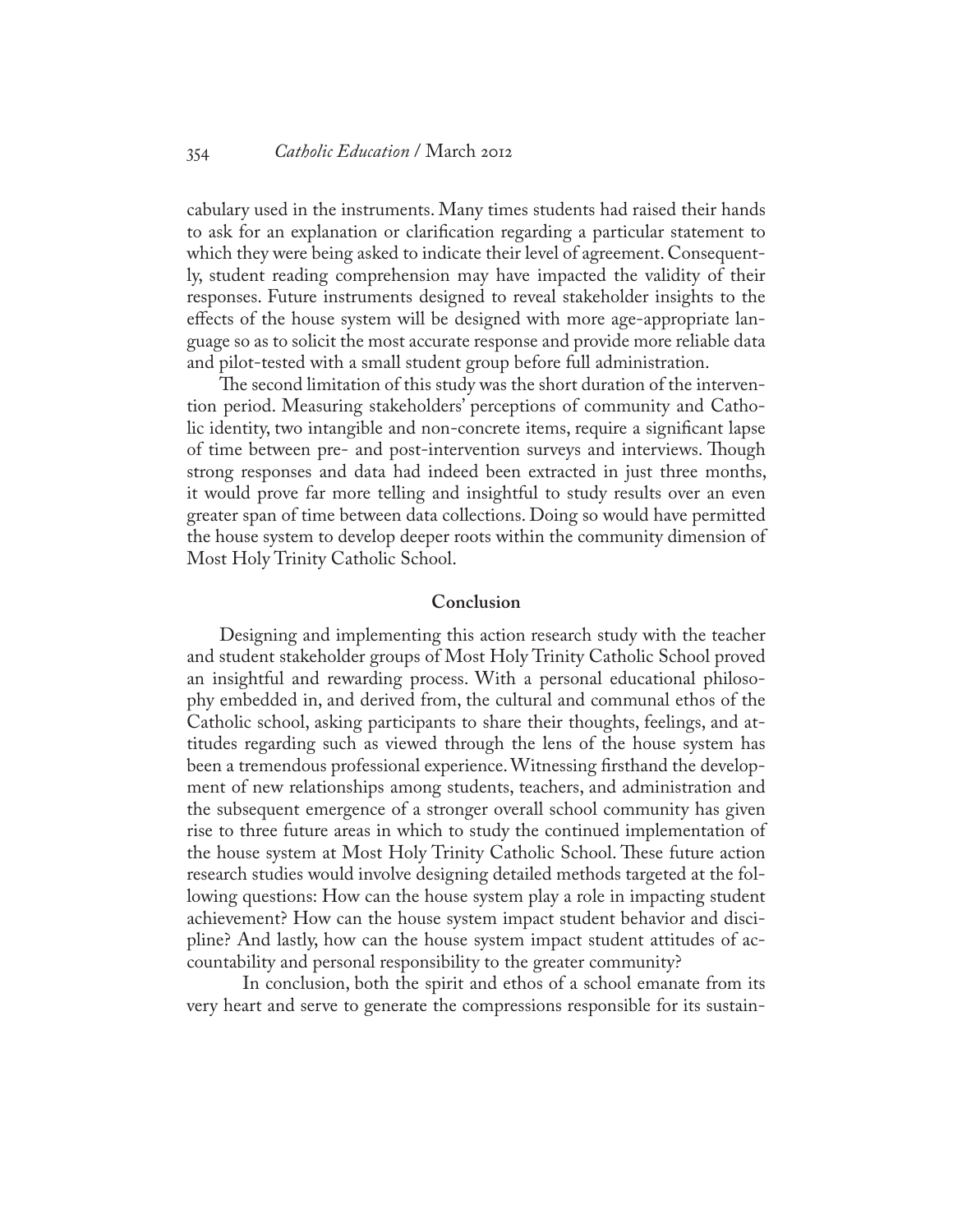cabulary used in the instruments. Many times students had raised their hands to ask for an explanation or clarification regarding a particular statement to which they were being asked to indicate their level of agreement. Consequently, student reading comprehension may have impacted the validity of their responses. Future instruments designed to reveal stakeholder insights to the effects of the house system will be designed with more age-appropriate language so as to solicit the most accurate response and provide more reliable data and pilot-tested with a small student group before full administration.

The second limitation of this study was the short duration of the intervention period. Measuring stakeholders' perceptions of community and Catholic identity, two intangible and non-concrete items, require a significant lapse of time between pre- and post-intervention surveys and interviews. Though strong responses and data had indeed been extracted in just three months, it would prove far more telling and insightful to study results over an even greater span of time between data collections. Doing so would have permitted the house system to develop deeper roots within the community dimension of Most Holy Trinity Catholic School.

## Conclusion

Designing and implementing this action research study with the teacher and student stakeholder groups of Most Holy Trinity Catholic School proved an insightful and rewarding process. With a personal educational philosophy embedded in, and derived from, the cultural and communal ethos of the Catholic school, asking participants to share their thoughts, feelings, and attitudes regarding such as viewed through the lens of the house system has been a tremendous professional experience. Witnessing firsthand the development of new relationships among students, teachers, and administration and the subsequent emergence of a stronger overall school community has given rise to three future areas in which to study the continued implementation of the house system at Most Holy Trinity Catholic School. These future action research studies would involve designing detailed methods targeted at the following questions: How can the house system play a role in impacting student achievement? How can the house system impact student behavior and discipline? And lastly, how can the house system impact student attitudes of accountability and personal responsibility to the greater community?

In conclusion, both the spirit and ethos of a school emanate from its very heart and serve to generate the compressions responsible for its sustain-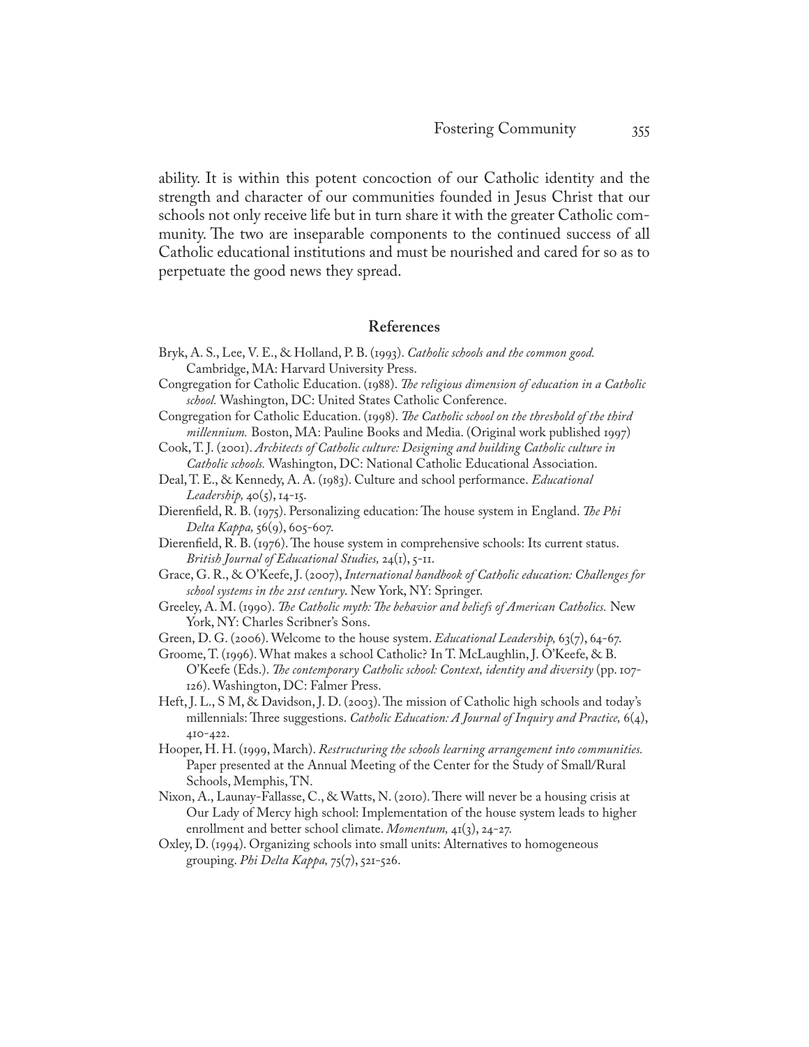ability. It is within this potent concoction of our Catholic identity and the strength and character of our communities founded in Jesus Christ that our schools not only receive life but in turn share it with the greater Catholic community. The two are inseparable components to the continued success of all Catholic educational institutions and must be nourished and cared for so as to perpetuate the good news they spread.

## References

Bryk, A. S., Lee, V. E., & Holland, P. B. (1993). *Catholic schools and the common good.* Cambridge, MA: Harvard University Press.

Congregation for Catholic Education. (1988). *The religious dimension of education in a Catholic school.* Washington, DC: United States Catholic Conference.

Congregation for Catholic Education. (1998). *The Catholic school on the threshold of the third millennium.* Boston, MA: Pauline Books and Media. (Original work published 1997)

Cook, T. J. (2001). *Architects of Catholic culture: Designing and building Catholic culture in Catholic schools.* Washington, DC: National Catholic Educational Association.

Deal, T. E., & Kennedy, A. A. (1983). Culture and school performance. *Educational Leadership,* 40(5), 14-15.

Dierenfield, R. B. (1975). Personalizing education: The house system in England. *The Phi Delta Kappa,* 56(9), 605-607.

Dierenfield, R. B. (1976). The house system in comprehensive schools: Its current status. *British Journal of Educational Studies,* 24(1), 5-11.

Grace, G. R., & O'Keefe, J. (2007), *International handbook of Catholic education: Challenges for school systems in the 21st century.* New York, NY: Springer.

Greeley, A. M. (1990). *The Catholic myth: The behavior and beliefs of American Catholics.* New York, NY: Charles Scribner's Sons.

Green, D. G. (2006). Welcome to the house system. *Educational Leadership,* 63(7), 64-67.

Groome, T. (1996). What makes a school Catholic? In T. McLaughlin, J. O'Keefe, & B. O'Keefe (Eds.). *The contemporary Catholic school: Context, identity and diversity* (pp. 107-126). Washington, DC: Falmer Press.

Heft, J. L., S M, & Davidson, J. D. (2003). The mission of Catholic high schools and today's millennials: Three suggestions. *Catholic Education: A Journal of Inquiry and Practice,* 6(4), 410-422.

Hooper, H. H. (1999, March). *Restructuring the schools learning arrangement into communities.* Paper presented at the Annual Meeting of the Center for the Study of Small/Rural Schools, Memphis, TN.

Nixon, A., Launay-Fallasse, C., & Watts, N. (2010). There will never be a housing crisis at Our Lady of Mercy high school: Implementation of the house system leads to higher enrollment and better school climate. *Momentum,* 41(3), 24-27.

Oxley, D. (1994). Organizing schools into small units: Alternatives to homogeneous grouping. *Phi Delta Kappa,* 75(7), 521-526.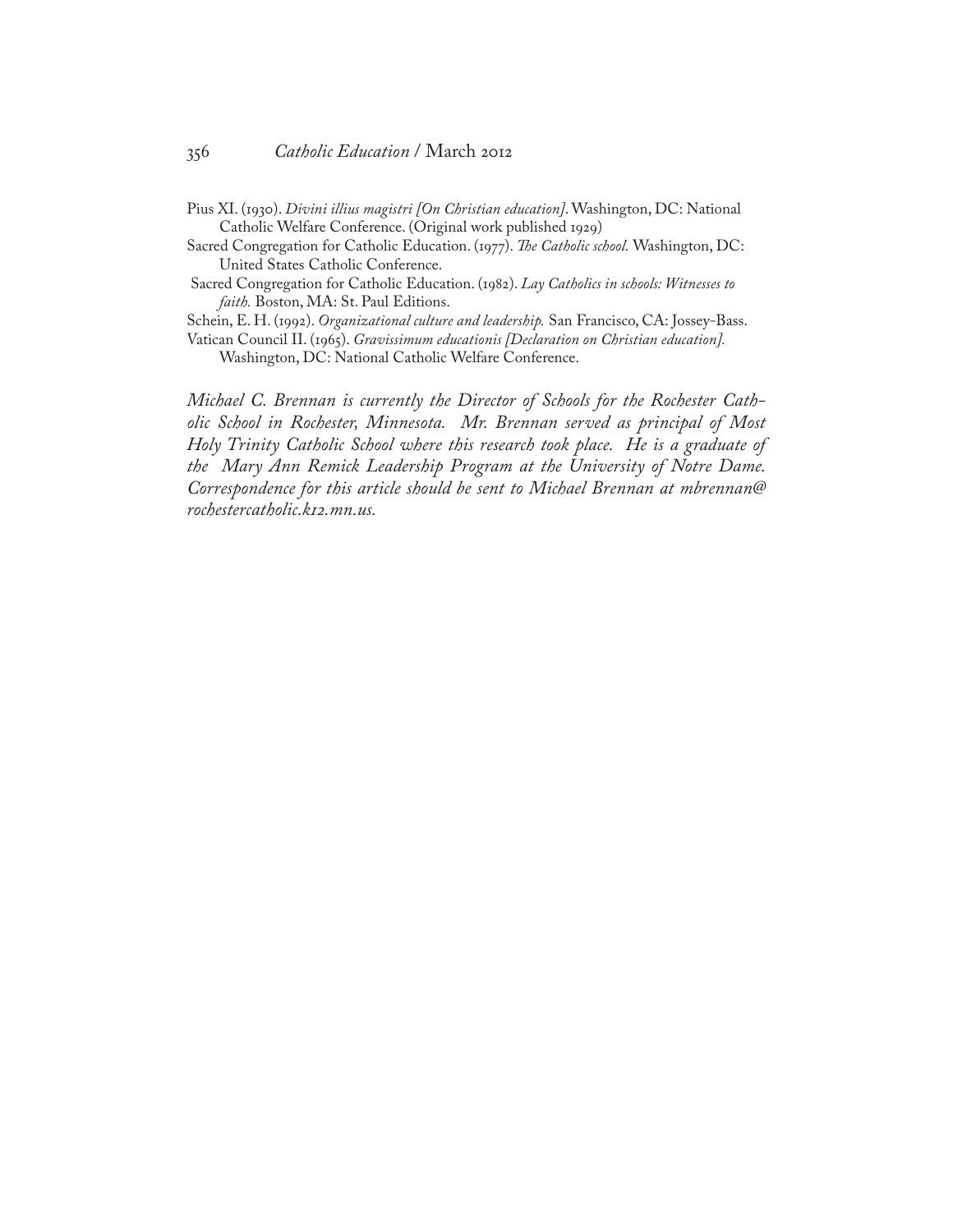Pius XI. (1930). *Divini illius magistri [On Christian education]*. Washington, DC: National Catholic Welfare Conference. (Original work published 1929)

Sacred Congregation for Catholic Education. (1977). *The Catholic school.* Washington, DC: United States Catholic Conference.

Sacred Congregation for Catholic Education. (1982). *Lay Catholics in schools: Witnesses to faith.* Boston, MA: St. Paul Editions.

Schein, E. H. (1992). *Organizational culture and leadership.* San Francisco, CA: Jossey-Bass.

Vatican Council II. (1965). *Gravissimum educationis [Declaration on Christian education].* Washington, DC: National Catholic Welfare Conference.

*Michael C. Brennan is currently the Director of Schools for the Rochester Catholic School in Rochester, Minnesota. Mr. Brennan served as principal of Most Holy Trinity Catholic School where this research took place. He is a graduate of the Mary Ann Remick Leadership Program at the University of Notre Dame. Correspondence for this article should be sent to Michael Brennan at mbrennan@rochestercatholic.k12.mn.us.*